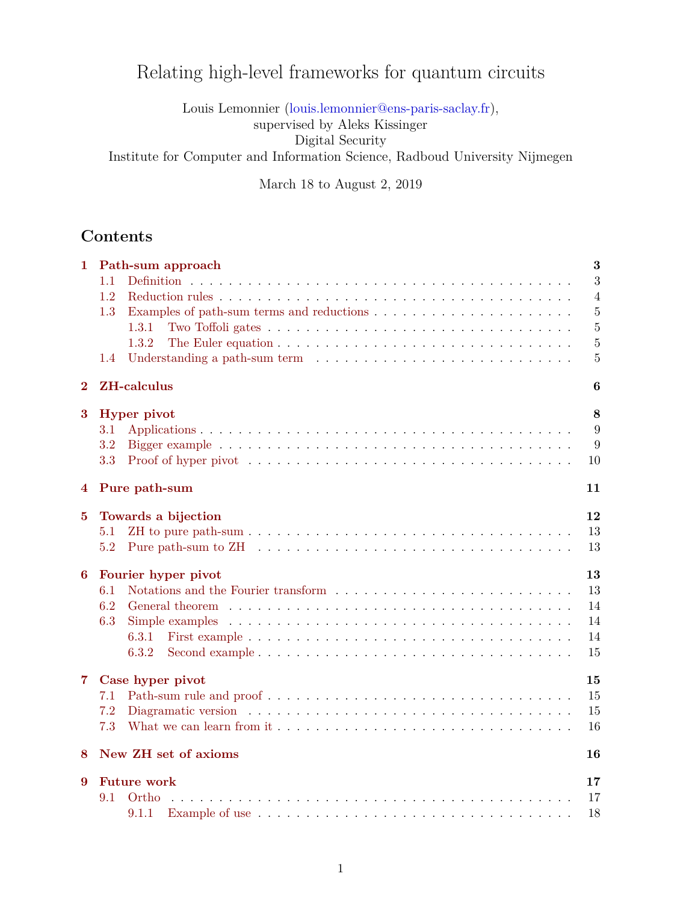# Relating high-level frameworks for quantum circuits

Louis Lemonnier (louis.lemonnier@ens-paris-saclay.fr),
supervised by Aleks Kissinger
Digital Security
Institute for Computer and Information Science, Radboud University Nijmegen

March 18 to August 2, 2019

## Contents

- **1 Path-sum approach** — 3
  - 1.1 Definition — 3
  - 1.2 Reduction rules — 4
  - 1.3 Examples of path-sum terms and reductions — 5
    - 1.3.1 Two Toffoli gates — 5
    - 1.3.2 The Euler equation — 5
  - 1.4 Understanding a path-sum term — 5
- **2 ZH-calculus** — 6
- **3 Hyper pivot** — 8
  - 3.1 Applications — 9
  - 3.2 Bigger example — 9
  - 3.3 Proof of hyper pivot — 10
- **4 Pure path-sum** — 11
- **5 Towards a bijection** — 12
  - 5.1 ZH to pure path-sum — 13
  - 5.2 Pure path-sum to ZH — 13
- **6 Fourier hyper pivot** — 13
  - 6.1 Notations and the Fourier transform — 13
  - 6.2 General theorem — 14
  - 6.3 Simple examples — 14
    - 6.3.1 First example — 14
    - 6.3.2 Second example — 15
- **7 Case hyper pivot** — 15
  - 7.1 Path-sum rule and proof — 15
  - 7.2 Diagramatic version — 15
  - 7.3 What we can learn from it — 16
- **8 New ZH set of axioms** — 16
- **9 Future work** — 17
  - 9.1 Ortho — 17
    - 9.1.1 Example of use — 18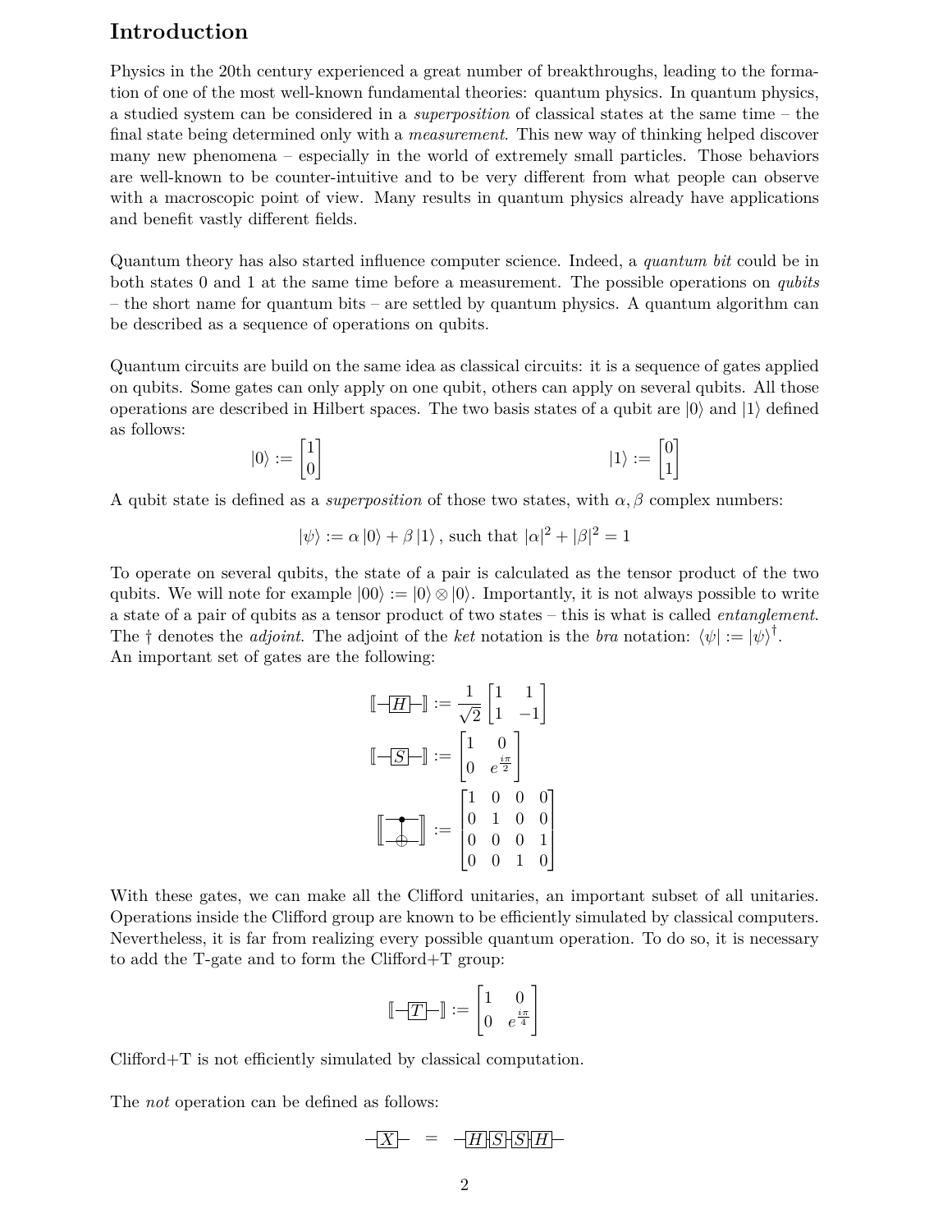# Introduction

Physics in the 20th century experienced a great number of breakthroughs, leading to the formation of one of the most well-known fundamental theories: quantum physics. In quantum physics, a studied system can be considered in a *superposition* of classical states at the same time – the final state being determined only with a *measurement*. This new way of thinking helped discover many new phenomena – especially in the world of extremely small particles. Those behaviors are well-known to be counter-intuitive and to be very different from what people can observe with a macroscopic point of view. Many results in quantum physics already have applications and benefit vastly different fields.

Quantum theory has also started influence computer science. Indeed, a *quantum bit* could be in both states 0 and 1 at the same time before a measurement. The possible operations on *qubits* – the short name for quantum bits – are settled by quantum physics. A quantum algorithm can be described as a sequence of operations on qubits.

Quantum circuits are build on the same idea as classical circuits: it is a sequence of gates applied on qubits. Some gates can only apply on one qubit, others can apply on several qubits. All those operations are described in Hilbert spaces. The two basis states of a qubit are $|0\rangle$ and $|1\rangle$ defined as follows:

$$|0\rangle := \begin{bmatrix} 1 \\ 0 \end{bmatrix} \qquad\qquad |1\rangle := \begin{bmatrix} 0 \\ 1 \end{bmatrix}$$

A qubit state is defined as a *superposition* of those two states, with $\alpha, \beta$ complex numbers:

$$|\psi\rangle := \alpha\,|0\rangle + \beta\,|1\rangle\,,\text{ such that } |\alpha|^2 + |\beta|^2 = 1$$

To operate on several qubits, the state of a pair is calculated as the tensor product of the two qubits. We will note for example $|00\rangle := |0\rangle \otimes |0\rangle$. Importantly, it is not always possible to write a state of a pair of qubits as a tensor product of two states – this is what is called *entanglement*. The $\dagger$ denotes the *adjoint*. The adjoint of the *ket* notation is the *bra* notation: $\langle\psi| := |\psi\rangle^\dagger$.
An important set of gates are the following:

$$[\![ -\boxed{H}- ]\!] := \frac{1}{\sqrt{2}} \begin{bmatrix} 1 & 1 \\ 1 & -1 \end{bmatrix}$$

$$[\![ -\boxed{S}- ]\!] := \begin{bmatrix} 1 & 0 \\ 0 & e^{\frac{i\pi}{2}} \end{bmatrix}$$

$$[\![ \text{CNOT} ]\!] := \begin{bmatrix} 1 & 0 & 0 & 0 \\ 0 & 1 & 0 & 0 \\ 0 & 0 & 0 & 1 \\ 0 & 0 & 1 & 0 \end{bmatrix}$$

With these gates, we can make all the Clifford unitaries, an important subset of all unitaries. Operations inside the Clifford group are known to be efficiently simulated by classical computers. Nevertheless, it is far from realizing every possible quantum operation. To do so, it is necessary to add the T-gate and to form the Clifford+T group:

$$[\![ -\boxed{T}- ]\!] := \begin{bmatrix} 1 & 0 \\ 0 & e^{\frac{i\pi}{4}} \end{bmatrix}$$

Clifford+T is not efficiently simulated by classical computation.

The *not* operation can be defined as follows:

$$-\boxed{X}- \quad = \quad -\boxed{H}\boxed{S}\boxed{S}\boxed{H}-$$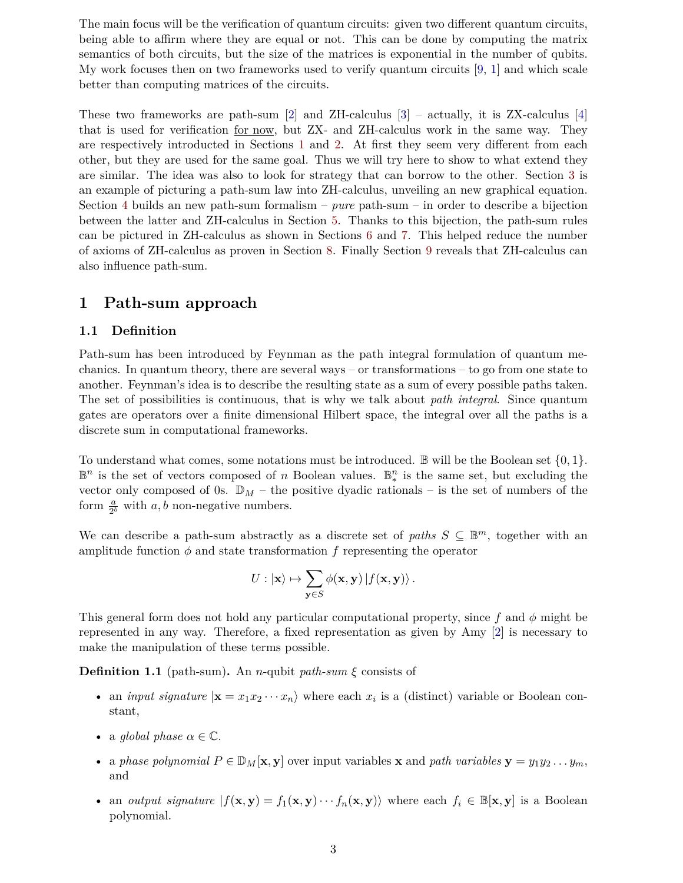The main focus will be the verification of quantum circuits: given two different quantum circuits, being able to affirm where they are equal or not. This can be done by computing the matrix semantics of both circuits, but the size of the matrices is exponential in the number of qubits. My work focuses then on two frameworks used to verify quantum circuits [9, 1] and which scale better than computing matrices of the circuits.

These two frameworks are path-sum [2] and ZH-calculus [3] – actually, it is ZX-calculus [4] that is used for verification for now, but ZX- and ZH-calculus work in the same way. They are respectively introducted in Sections 1 and 2. At first they seem very different from each other, but they are used for the same goal. Thus we will try here to show to what extend they are similar. The idea was also to look for strategy that can borrow to the other. Section 3 is an example of picturing a path-sum law into ZH-calculus, unveiling an new graphical equation. Section 4 builds an new path-sum formalism – *pure* path-sum – in order to describe a bijection between the latter and ZH-calculus in Section 5. Thanks to this bijection, the path-sum rules can be pictured in ZH-calculus as shown in Sections 6 and 7. This helped reduce the number of axioms of ZH-calculus as proven in Section 8. Finally Section 9 reveals that ZH-calculus can also influence path-sum.

# 1 Path-sum approach

## 1.1 Definition

Path-sum has been introduced by Feynman as the path integral formulation of quantum mechanics. In quantum theory, there are several ways – or transformations – to go from one state to another. Feynman's idea is to describe the resulting state as a sum of every possible paths taken. The set of possibilities is continuous, that is why we talk about *path integral*. Since quantum gates are operators over a finite dimensional Hilbert space, the integral over all the paths is a discrete sum in computational frameworks.

To understand what comes, some notations must be introduced. $\mathbb{B}$ will be the Boolean set $\{0, 1\}$. $\mathbb{B}^n$ is the set of vectors composed of $n$ Boolean values. $\mathbb{B}^n_*$ is the same set, but excluding the vector only composed of 0s. $\mathbb{D}_M$ – the positive dyadic rationals – is the set of numbers of the form $\frac{a}{2^b}$ with $a, b$ non-negative numbers.

We can describe a path-sum abstractly as a discrete set of *paths* $S \subseteq \mathbb{B}^m$, together with an amplitude function $\phi$ and state transformation $f$ representing the operator

$$U : |\mathbf{x}\rangle \mapsto \sum_{\mathbf{y} \in S} \phi(\mathbf{x}, \mathbf{y}) \, |f(\mathbf{x}, \mathbf{y})\rangle \, .$$

This general form does not hold any particular computational property, since $f$ and $\phi$ might be represented in any way. Therefore, a fixed representation as given by Amy [2] is necessary to make the manipulation of these terms possible.

**Definition 1.1** (path-sum)**.** An $n$-qubit *path-sum* $\xi$ consists of

- an *input signature* $|\mathbf{x} = x_1 x_2 \cdots x_n\rangle$ where each $x_i$ is a (distinct) variable or Boolean constant,
- a *global phase* $\alpha \in \mathbb{C}$.
- a *phase polynomial* $P \in \mathbb{D}_M[\mathbf{x}, \mathbf{y}]$ over input variables $\mathbf{x}$ and *path variables* $\mathbf{y} = y_1 y_2 \dots y_m$, and
- an *output signature* $|f(\mathbf{x}, \mathbf{y}) = f_1(\mathbf{x}, \mathbf{y}) \cdots f_n(\mathbf{x}, \mathbf{y})\rangle$ where each $f_i \in \mathbb{B}[\mathbf{x}, \mathbf{y}]$ is a Boolean polynomial.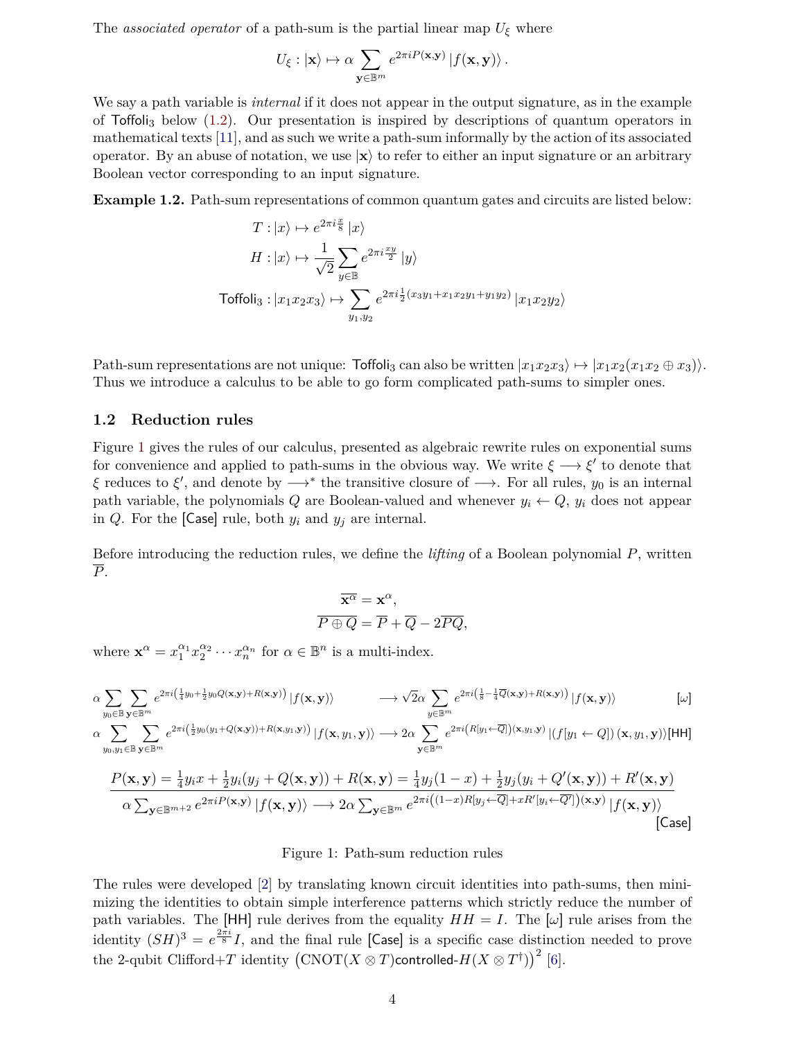The *associated operator* of a path-sum is the partial linear map $U_\xi$ where

$$U_\xi : |\mathbf{x}\rangle \mapsto \alpha \sum_{\mathbf{y}\in\mathbb{B}^m} e^{2\pi i P(\mathbf{x},\mathbf{y})} |f(\mathbf{x},\mathbf{y})\rangle .$$

We say a path variable is *internal* if it does not appear in the output signature, as in the example of $\mathsf{Toffoli}_3$ below (1.2). Our presentation is inspired by descriptions of quantum operators in mathematical texts [11], and as such we write a path-sum informally by the action of its associated operator. By an abuse of notation, we use $|\mathbf{x}\rangle$ to refer to either an input signature or an arbitrary Boolean vector corresponding to an input signature.

**Example 1.2.** Path-sum representations of common quantum gates and circuits are listed below:

$$T : |x\rangle \mapsto e^{2\pi i \frac{x}{8}} |x\rangle$$

$$H : |x\rangle \mapsto \frac{1}{\sqrt{2}} \sum_{y\in\mathbb{B}} e^{2\pi i \frac{xy}{2}} |y\rangle$$

$$\mathsf{Toffoli}_3 : |x_1x_2x_3\rangle \mapsto \sum_{y_1,y_2} e^{2\pi i \frac{1}{2}(x_3y_1 + x_1x_2y_1 + y_1y_2)} |x_1x_2y_2\rangle$$

Path-sum representations are not unique: $\mathsf{Toffoli}_3$ can also be written $|x_1x_2x_3\rangle \mapsto |x_1x_2(x_1x_2 \oplus x_3)\rangle$. Thus we introduce a calculus to be able to go form complicated path-sums to simpler ones.

## 1.2 Reduction rules

Figure 1 gives the rules of our calculus, presented as algebraic rewrite rules on exponential sums for convenience and applied to path-sums in the obvious way. We write $\xi \longrightarrow \xi'$ to denote that $\xi$ reduces to $\xi'$, and denote by $\longrightarrow^*$ the transitive closure of $\longrightarrow$. For all rules, $y_0$ is an internal path variable, the polynomials $Q$ are Boolean-valued and whenever $y_i \leftarrow Q$, $y_i$ does not appear in $Q$. For the [Case] rule, both $y_i$ and $y_j$ are internal.

Before introducing the reduction rules, we define the *lifting* of a Boolean polynomial $P$, written $\overline{P}$.

$$\overline{\mathbf{x}^\alpha} = \mathbf{x}^\alpha,$$
$$\overline{P \oplus Q} = \overline{P} + \overline{Q} - 2\overline{PQ},$$

where $\mathbf{x}^\alpha = x_1^{\alpha_1} x_2^{\alpha_2} \cdots x_n^{\alpha_n}$ for $\alpha \in \mathbb{B}^n$ is a multi-index.

$$\alpha \sum_{y_0\in\mathbb{B}} \sum_{\mathbf{y}\in\mathbb{B}^m} e^{2\pi i\left(\frac{1}{4}y_0 + \frac{1}{2}y_0 Q(\mathbf{x},\mathbf{y}) + R(\mathbf{x},\mathbf{y})\right)} |f(\mathbf{x},\mathbf{y})\rangle \longrightarrow \sqrt{2}\alpha \sum_{y\in\mathbb{B}^m} e^{2\pi i\left(\frac{1}{8} - \frac{1}{4}\overline{Q}(\mathbf{x},\mathbf{y}) + R(\mathbf{x},\mathbf{y})\right)} |f(\mathbf{x},\mathbf{y})\rangle \quad [\omega]$$

$$\alpha \sum_{y_0,y_1\in\mathbb{B}} \sum_{\mathbf{y}\in\mathbb{B}^m} e^{2\pi i\left(\frac{1}{2}y_0(y_1 + Q(\mathbf{x},\mathbf{y})) + R(\mathbf{x},y_1,\mathbf{y})\right)} |f(\mathbf{x},y_1,\mathbf{y})\rangle \longrightarrow 2\alpha \sum_{\mathbf{y}\in\mathbb{B}^m} e^{2\pi i\left(R[y_1\leftarrow\overline{Q}]\right)(\mathbf{x},y_1,\mathbf{y})} |(f[y_1 \leftarrow Q])(\mathbf{x},y_1,\mathbf{y})\rangle \quad [\mathsf{HH}]$$

$$\frac{P(\mathbf{x},\mathbf{y}) = \frac{1}{4}y_i x + \frac{1}{2}y_i(y_j + Q(\mathbf{x},\mathbf{y})) + R(\mathbf{x},\mathbf{y}) = \frac{1}{4}y_j(1-x) + \frac{1}{2}y_j(y_i + Q'(\mathbf{x},\mathbf{y})) + R'(\mathbf{x},\mathbf{y})}{\alpha \sum_{\mathbf{y}\in\mathbb{B}^{m+2}} e^{2\pi i P(\mathbf{x},\mathbf{y})} |f(\mathbf{x},\mathbf{y})\rangle \longrightarrow 2\alpha \sum_{\mathbf{y}\in\mathbb{B}^m} e^{2\pi i\left((1-x)R[y_j\leftarrow\overline{Q}] + xR'[y_i\leftarrow\overline{Q'}]\right)(\mathbf{x},\mathbf{y})} |f(\mathbf{x},\mathbf{y})\rangle} \quad [\mathsf{Case}]$$

Figure 1: Path-sum reduction rules

The rules were developed [2] by translating known circuit identities into path-sums, then minimizing the identities to obtain simple interference patterns which strictly reduce the number of path variables. The [HH] rule derives from the equality $HH = I$. The $[\omega]$ rule arises from the identity $(SH)^3 = e^{\frac{2\pi i}{8}} I$, and the final rule [Case] is a specific case distinction needed to prove the 2-qubit Clifford+$T$ identity $\left(\mathrm{CNOT}(X \otimes T)\textsf{controlled-}H(X \otimes T^\dagger)\right)^2$ [6].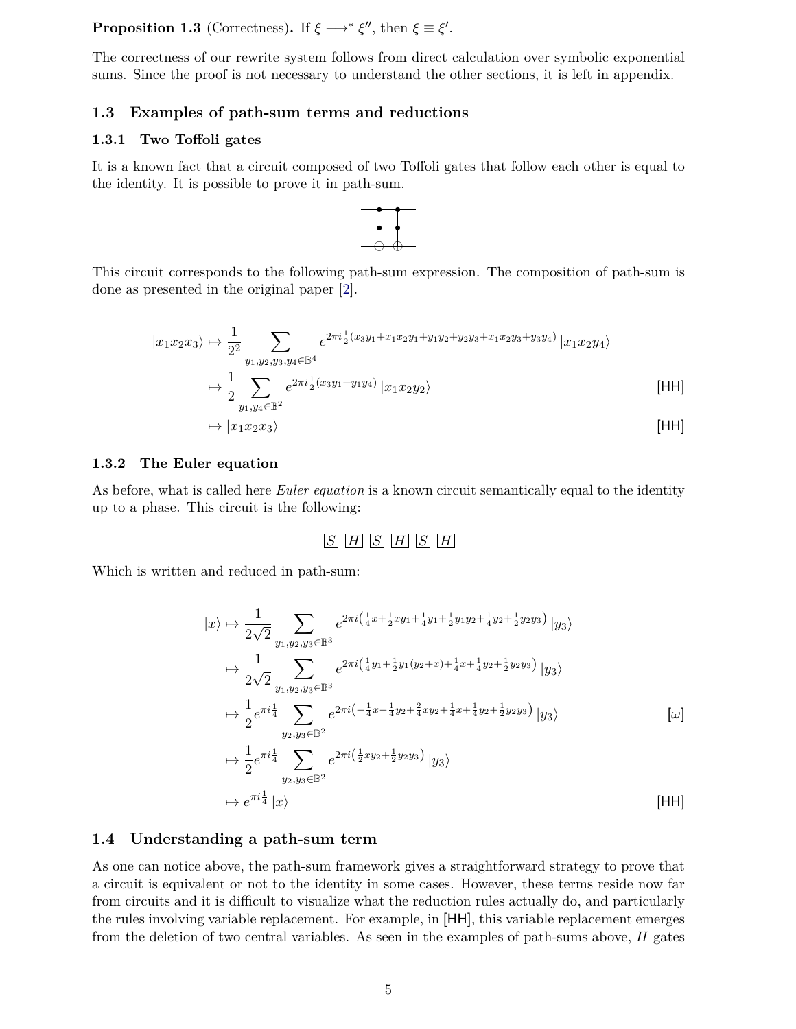**Proposition 1.3** (Correctness)**.** If $\xi \longrightarrow^* \xi''$, then $\xi \equiv \xi'$.

The correctness of our rewrite system follows from direct calculation over symbolic exponential sums. Since the proof is not necessary to understand the other sections, it is left in appendix.

## 1.3 Examples of path-sum terms and reductions

### 1.3.1 Two Toffoli gates

It is a known fact that a circuit composed of two Toffoli gates that follow each other is equal to the identity. It is possible to prove it in path-sum.

This circuit corresponds to the following path-sum expression. The composition of path-sum is done as presented in the original paper [2].

$$
\begin{aligned}
|x_1x_2x_3\rangle &\mapsto \frac{1}{2^2}\sum_{y_1,y_2,y_3,y_4\in\mathbb{B}^4} e^{2\pi i\frac{1}{2}(x_3y_1+x_1x_2y_1+y_1y_2+y_2y_3+x_1x_2y_3+y_3y_4)}\,|x_1x_2y_4\rangle \\
&\mapsto \frac{1}{2}\sum_{y_1,y_4\in\mathbb{B}^2} e^{2\pi i\frac{1}{2}(x_3y_1+y_1y_4)}\,|x_1x_2y_2\rangle && \text{[HH]} \\
&\mapsto |x_1x_2x_3\rangle && \text{[HH]}
\end{aligned}
$$

### 1.3.2 The Euler equation

As before, what is called here *Euler equation* is a known circuit semantically equal to the identity up to a phase. This circuit is the following:

$$-\boxed{S}-\boxed{H}-\boxed{S}-\boxed{H}-\boxed{S}-\boxed{H}-$$

Which is written and reduced in path-sum:

$$
\begin{aligned}
|x\rangle &\mapsto \frac{1}{2\sqrt{2}}\sum_{y_1,y_2,y_3\in\mathbb{B}^3} e^{2\pi i\left(\frac{1}{4}x+\frac{1}{2}xy_1+\frac{1}{4}y_1+\frac{1}{2}y_1y_2+\frac{1}{4}y_2+\frac{1}{2}y_2y_3\right)}\,|y_3\rangle \\
&\mapsto \frac{1}{2\sqrt{2}}\sum_{y_1,y_2,y_3\in\mathbb{B}^3} e^{2\pi i\left(\frac{1}{4}y_1+\frac{1}{2}y_1(y_2+x)+\frac{1}{4}x+\frac{1}{4}y_2+\frac{1}{2}y_2y_3\right)}\,|y_3\rangle \\
&\mapsto \frac{1}{2}e^{\pi i\frac{1}{4}}\sum_{y_2,y_3\in\mathbb{B}^2} e^{2\pi i\left(-\frac{1}{4}x-\frac{1}{4}y_2+\frac{2}{4}xy_2+\frac{1}{4}x+\frac{1}{4}y_2+\frac{1}{2}y_2y_3\right)}\,|y_3\rangle && [\omega] \\
&\mapsto \frac{1}{2}e^{\pi i\frac{1}{4}}\sum_{y_2,y_3\in\mathbb{B}^2} e^{2\pi i\left(\frac{1}{2}xy_2+\frac{1}{2}y_2y_3\right)}\,|y_3\rangle \\
&\mapsto e^{\pi i\frac{1}{4}}\,|x\rangle && \text{[HH]}
\end{aligned}
$$

## 1.4 Understanding a path-sum term

As one can notice above, the path-sum framework gives a straightforward strategy to prove that a circuit is equivalent or not to the identity in some cases. However, these terms reside now far from circuits and it is difficult to visualize what the reduction rules actually do, and particularly the rules involving variable replacement. For example, in [HH], this variable replacement emerges from the deletion of two central variables. As seen in the examples of path-sums above, $H$ gates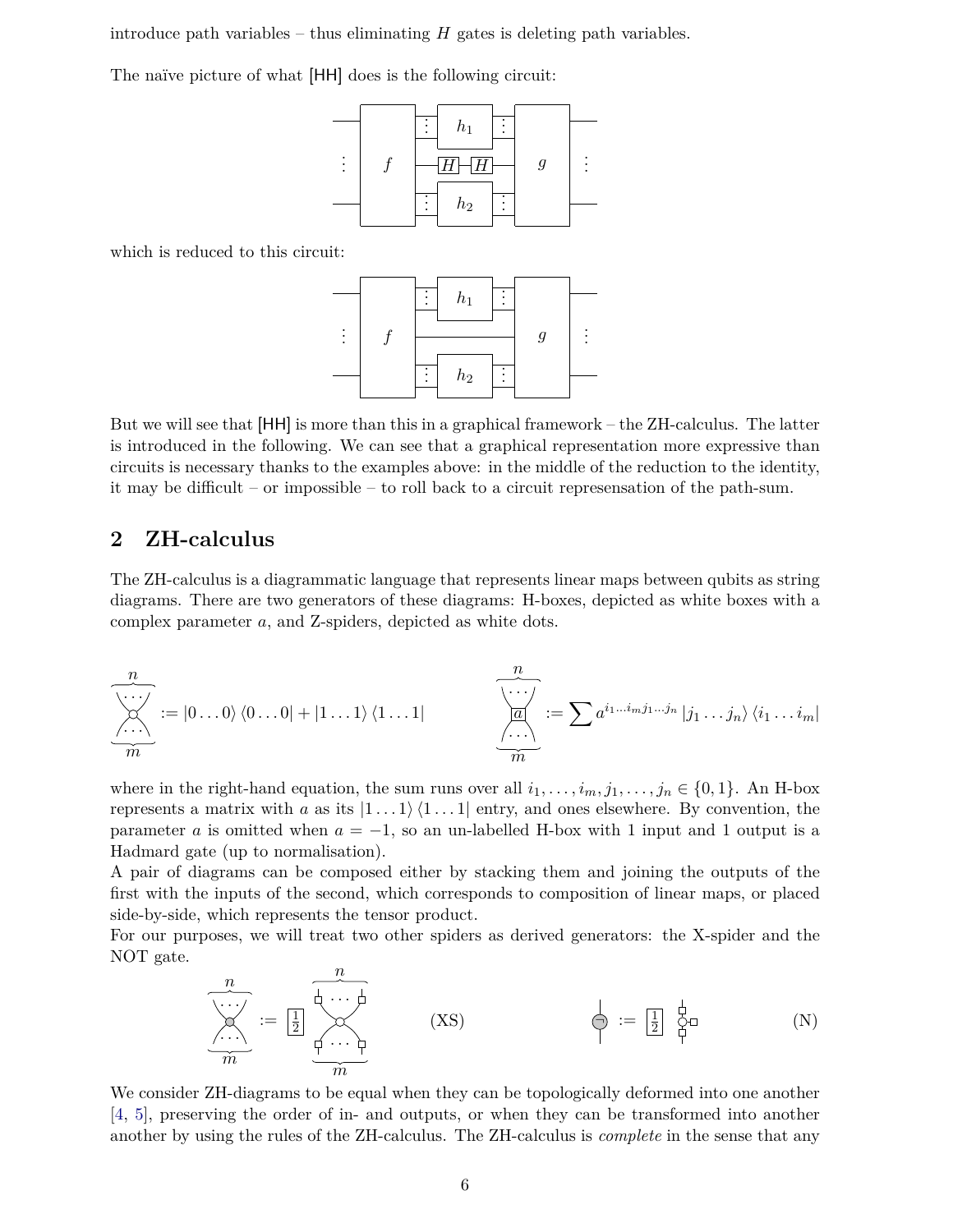introduce path variables – thus eliminating $H$ gates is deleting path variables.

The naïve picture of what [HH] does is the following circuit:

which is reduced to this circuit:

But we will see that [HH] is more than this in a graphical framework – the ZH-calculus. The latter is introduced in the following. We can see that a graphical representation more expressive than circuits is necessary thanks to the examples above: in the middle of the reduction to the identity, it may be difficult – or impossible – to roll back to a circuit represensation of the path-sum.

## 2 ZH-calculus

The ZH-calculus is a diagrammatic language that represents linear maps between qubits as string diagrams. There are two generators of these diagrams: H-boxes, depicted as white boxes with a complex parameter $a$, and Z-spiders, depicted as white dots.

$$:= |0\dots0\rangle\langle0\dots0| + |1\dots1\rangle\langle1\dots1| \qquad\qquad := \sum a^{i_1\dots i_m j_1\dots j_n} |j_1\dots j_n\rangle\langle i_1\dots i_m|$$

where in the right-hand equation, the sum runs over all $i_1,\dots,i_m,j_1,\dots,j_n \in \{0,1\}$. An H-box represents a matrix with $a$ as its $|1\dots1\rangle\langle1\dots1|$ entry, and ones elsewhere. By convention, the parameter $a$ is omitted when $a=-1$, so an un-labelled H-box with 1 input and 1 output is a Hadmard gate (up to normalisation).

A pair of diagrams can be composed either by stacking them and joining the outputs of the first with the inputs of the second, which corresponds to composition of linear maps, or placed side-by-side, which represents the tensor product.

For our purposes, we will treat two other spiders as derived generators: the X-spider and the NOT gate.

$$:= \boxed{\tfrac{1}{2}} \qquad \text{(XS)} \qquad\qquad := \boxed{\tfrac{1}{2}} \qquad \text{(N)}$$

We consider ZH-diagrams to be equal when they can be topologically deformed into one another [4, 5], preserving the order of in- and outputs, or when they can be transformed into another another by using the rules of the ZH-calculus. The ZH-calculus is *complete* in the sense that any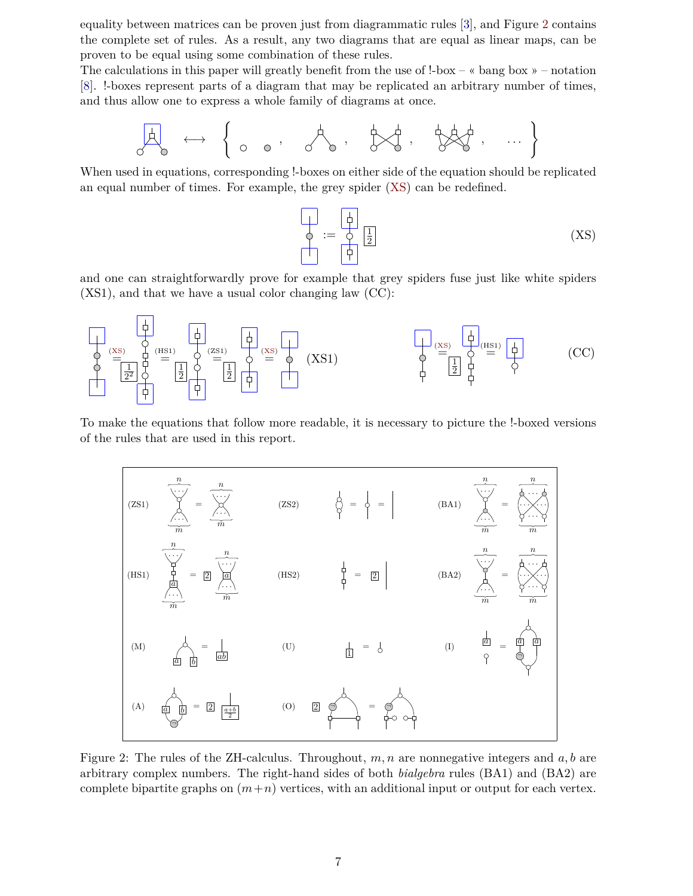equality between matrices can be proven just from diagrammatic rules [3], and Figure 2 contains the complete set of rules. As a result, any two diagrams that are equal as linear maps, can be proven to be equal using some combination of these rules.

The calculations in this paper will greatly benefit from the use of !-box – « bang box » – notation [8]. !-boxes represent parts of a diagram that may be replicated an arbitrary number of times, and thus allow one to express a whole family of diagrams at once.

When used in equations, corresponding !-boxes on either side of the equation should be replicated an equal number of times. For example, the grey spider (XS) can be redefined.

(XS)

and one can straightforwardly prove for example that grey spiders fuse just like white spiders (XS1), and that we have a usual color changing law (CC):

(XS1) (CC)

To make the equations that follow more readable, it is necessary to picture the !-boxed versions of the rules that are used in this report.

(ZS1) (ZS2) (BA1) (HS1) (HS2) (BA2) (M) (U) (I) (A) (O)

Figure 2: The rules of the ZH-calculus. Throughout, $m, n$ are nonnegative integers and $a, b$ are arbitrary complex numbers. The right-hand sides of both *bialgebra* rules (BA1) and (BA2) are complete bipartite graphs on $(m+n)$ vertices, with an additional input or output for each vertex.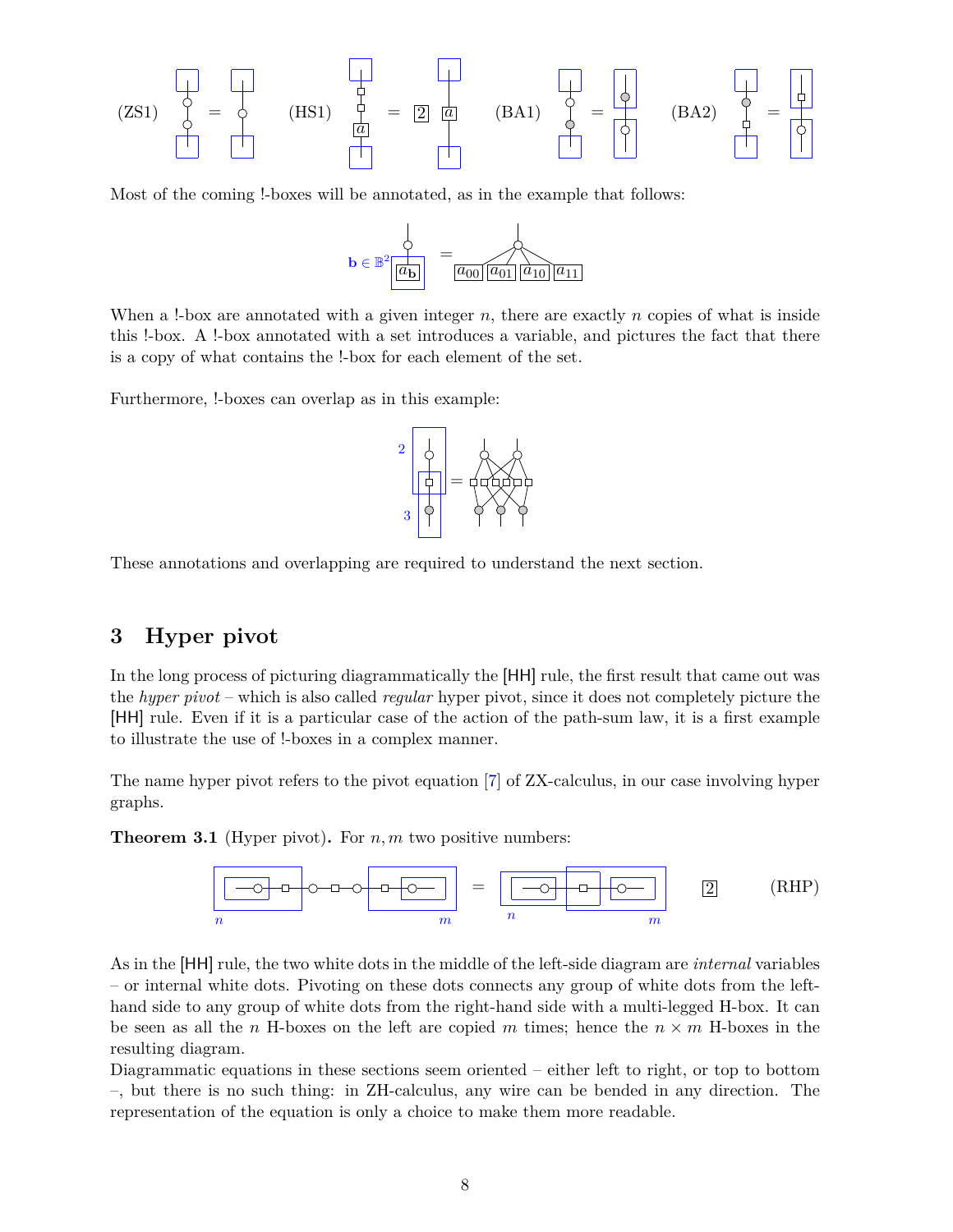(ZS1) (HS1) (BA1) (BA2)

Most of the coming !-boxes will be annotated, as in the example that follows:

When a !-box are annotated with a given integer $n$, there are exactly $n$ copies of what is inside this !-box. A !-box annotated with a set introduces a variable, and pictures the fact that there is a copy of what contains the !-box for each element of the set.

Furthermore, !-boxes can overlap as in this example:

These annotations and overlapping are required to understand the next section.

## 3 Hyper pivot

In the long process of picturing diagrammatically the [HH] rule, the first result that came out was the *hyper pivot* – which is also called *regular* hyper pivot, since it does not completely picture the [HH] rule. Even if it is a particular case of the action of the path-sum law, it is a first example to illustrate the use of !-boxes in a complex manner.

The name hyper pivot refers to the pivot equation [7] of ZX-calculus, in our case involving hyper graphs.

**Theorem 3.1** (Hyper pivot)**.** For $n, m$ two positive numbers:

(RHP)

As in the [HH] rule, the two white dots in the middle of the left-side diagram are *internal* variables – or internal white dots. Pivoting on these dots connects any group of white dots from the left-hand side to any group of white dots from the right-hand side with a multi-legged H-box. It can be seen as all the $n$ H-boxes on the left are copied $m$ times; hence the $n \times m$ H-boxes in the resulting diagram.

Diagrammatic equations in these sections seem oriented – either left to right, or top to bottom –, but there is no such thing: in ZH-calculus, any wire can be bended in any direction. The representation of the equation is only a choice to make them more readable.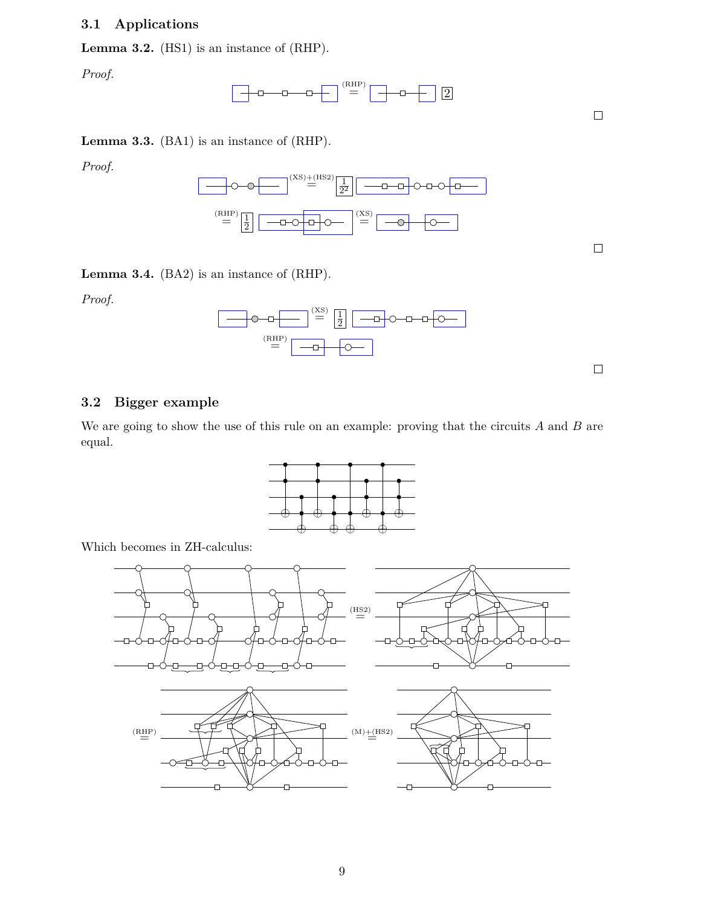## 3.1 Applications

**Lemma 3.2.** (HS1) is an instance of (RHP).

*Proof.*

$$\overset{\text{(RHP)}}{=} \boxed{2}$$

□

**Lemma 3.3.** (BA1) is an instance of (RHP).

*Proof.*

$$\overset{\text{(XS)+(HS2)}}{=} \boxed{\frac{1}{2^2}}$$

$$\overset{\text{(RHP)}}{=} \boxed{\frac{1}{2}} \qquad \overset{\text{(XS)}}{=}$$

□

**Lemma 3.4.** (BA2) is an instance of (RHP).

*Proof.*

$$\overset{\text{(XS)}}{=} \boxed{\frac{1}{2}}$$

$$\overset{\text{(RHP)}}{=}$$

□

## 3.2 Bigger example

We are going to show the use of this rule on an example: proving that the circuits $A$ and $B$ are equal.

Which becomes in ZH-calculus:

$$\overset{\text{(HS2)}}{=}$$

$$\overset{\text{(RHP)}}{=} \qquad \overset{\text{(M)+(HS2)}}{=}$$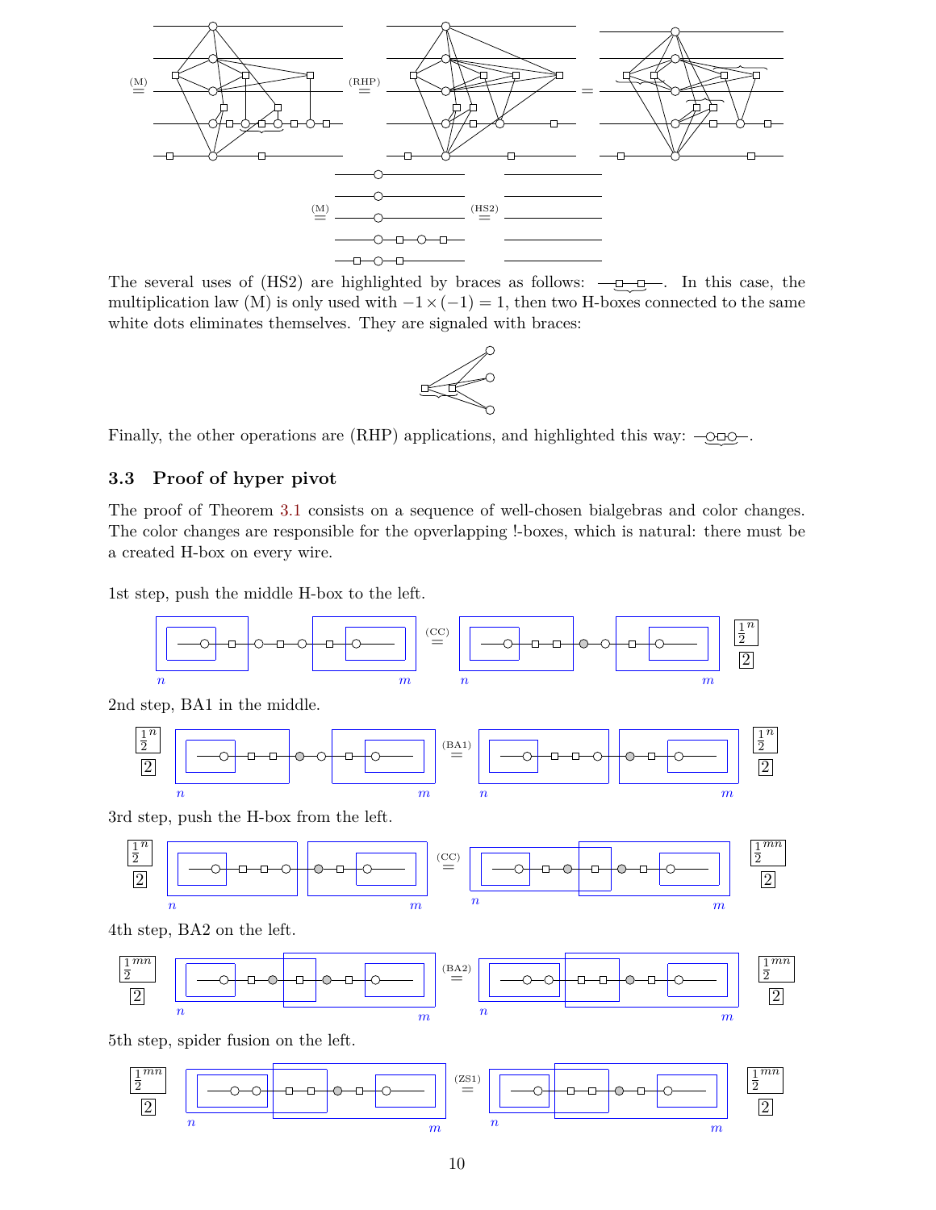The several uses of (HS2) are highlighted by braces as follows: —□□—. In this case, the multiplication law (M) is only used with $-1 \times (-1) = 1$, then two H-boxes connected to the same white dots eliminates themselves. They are signaled with braces:

Finally, the other operations are (RHP) applications, and highlighted this way: —○□○—.

### 3.3 Proof of hyper pivot

The proof of Theorem 3.1 consists on a sequence of well-chosen bialgebras and color changes. The color changes are responsible for the opverlapping !-boxes, which is natural: there must be a created H-box on every wire.

1st step, push the middle H-box to the left.

2nd step, BA1 in the middle.

3rd step, push the H-box from the left.

4th step, BA2 on the left.

5th step, spider fusion on the left.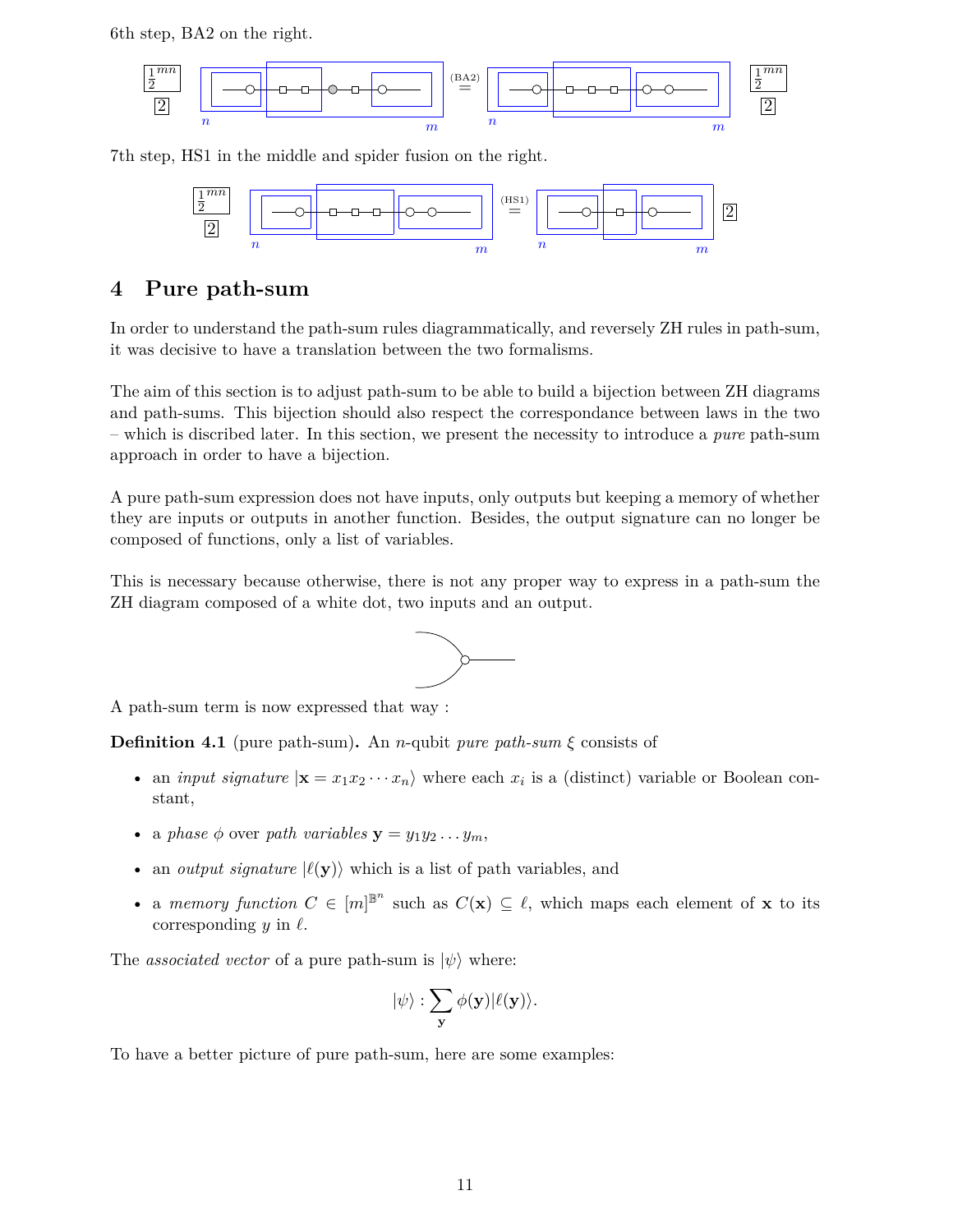6th step, BA2 on the right.

7th step, HS1 in the middle and spider fusion on the right.

## 4 Pure path-sum

In order to understand the path-sum rules diagrammatically, and reversely ZH rules in path-sum, it was decisive to have a translation between the two formalisms.

The aim of this section is to adjust path-sum to be able to build a bijection between ZH diagrams and path-sums. This bijection should also respect the correspondance between laws in the two – which is discribed later. In this section, we present the necessity to introduce a *pure* path-sum approach in order to have a bijection.

A pure path-sum expression does not have inputs, only outputs but keeping a memory of whether they are inputs or outputs in another function. Besides, the output signature can no longer be composed of functions, only a list of variables.

This is necessary because otherwise, there is not any proper way to express in a path-sum the ZH diagram composed of a white dot, two inputs and an output.

A path-sum term is now expressed that way :

**Definition 4.1** (pure path-sum)**.** An $n$-qubit *pure path-sum* $\xi$ consists of

- an *input signature* $|\mathbf{x} = x_1 x_2 \cdots x_n\rangle$ where each $x_i$ is a (distinct) variable or Boolean constant,
- a *phase* $\phi$ over *path variables* $\mathbf{y} = y_1 y_2 \ldots y_m$,
- an *output signature* $|\ell(\mathbf{y})\rangle$ which is a list of path variables, and
- a *memory function* $C \in [m]^{\mathbb{B}^n}$ such as $C(\mathbf{x}) \subseteq \ell$, which maps each element of $\mathbf{x}$ to its corresponding $y$ in $\ell$.

The *associated vector* of a pure path-sum is $|\psi\rangle$ where:

$$|\psi\rangle : \sum_{\mathbf{y}} \phi(\mathbf{y}) |\ell(\mathbf{y})\rangle.$$

To have a better picture of pure path-sum, here are some examples: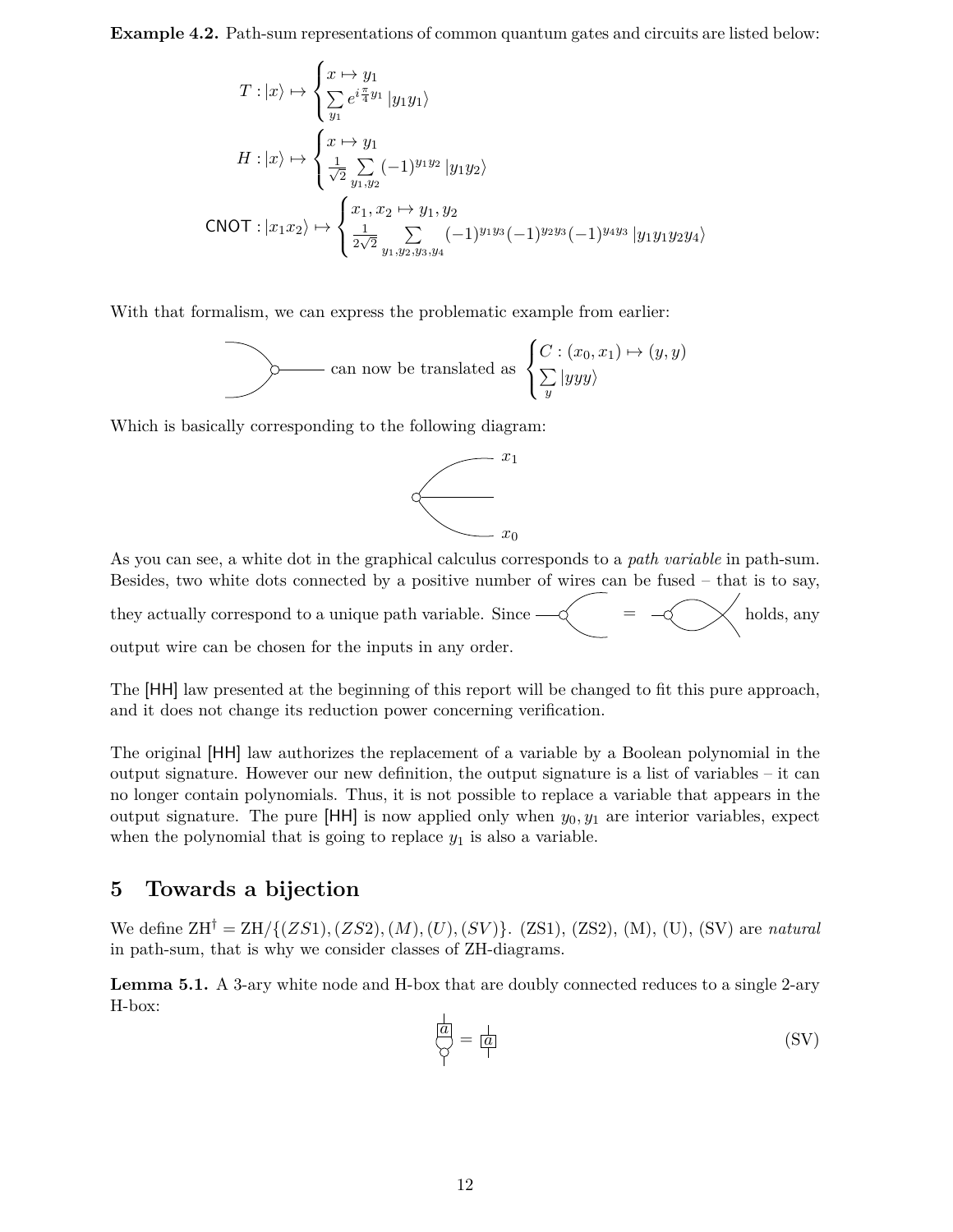**Example 4.2.** Path-sum representations of common quantum gates and circuits are listed below:

$$T : |x\rangle \mapsto \begin{cases} x \mapsto y_1 \\ \sum\limits_{y_1} e^{i\frac{\pi}{4}y_1} |y_1 y_1\rangle \end{cases}$$

$$H : |x\rangle \mapsto \begin{cases} x \mapsto y_1 \\ \frac{1}{\sqrt{2}} \sum\limits_{y_1,y_2} (-1)^{y_1 y_2} |y_1 y_2\rangle \end{cases}$$

$$\mathsf{CNOT} : |x_1 x_2\rangle \mapsto \begin{cases} x_1, x_2 \mapsto y_1, y_2 \\ \frac{1}{2\sqrt{2}} \sum\limits_{y_1,y_2,y_3,y_4} (-1)^{y_1 y_3}(-1)^{y_2 y_3}(-1)^{y_4 y_3} |y_1 y_1 y_2 y_4\rangle \end{cases}$$

With that formalism, we can express the problematic example from earlier:

can now be translated as $\begin{cases} C : (x_0, x_1) \mapsto (y, y) \\ \sum\limits_{y} |yyy\rangle \end{cases}$

Which is basically corresponding to the following diagram:

As you can see, a white dot in the graphical calculus corresponds to a *path variable* in path-sum. Besides, two white dots connected by a positive number of wires can be fused – that is to say, they actually correspond to a unique path variable. Since = holds, any output wire can be chosen for the inputs in any order.

The [HH] law presented at the beginning of this report will be changed to fit this pure approach, and it does not change its reduction power concerning verification.

The original [HH] law authorizes the replacement of a variable by a Boolean polynomial in the output signature. However our new definition, the output signature is a list of variables – it can no longer contain polynomials. Thus, it is not possible to replace a variable that appears in the output signature. The pure [HH] is now applied only when $y_0, y_1$ are interior variables, expect when the polynomial that is going to replace $y_1$ is also a variable.

## 5 Towards a bijection

We define $\mathrm{ZH}^{\dagger} = \mathrm{ZH}/\{(ZS1), (ZS2), (M), (U), (SV)\}$. (ZS1), (ZS2), (M), (U), (SV) are *natural* in path-sum, that is why we consider classes of ZH-diagrams.

**Lemma 5.1.** A 3-ary white node and H-box that are doubly connected reduces to a single 2-ary H-box:

$$= \quad \text{(SV)}$$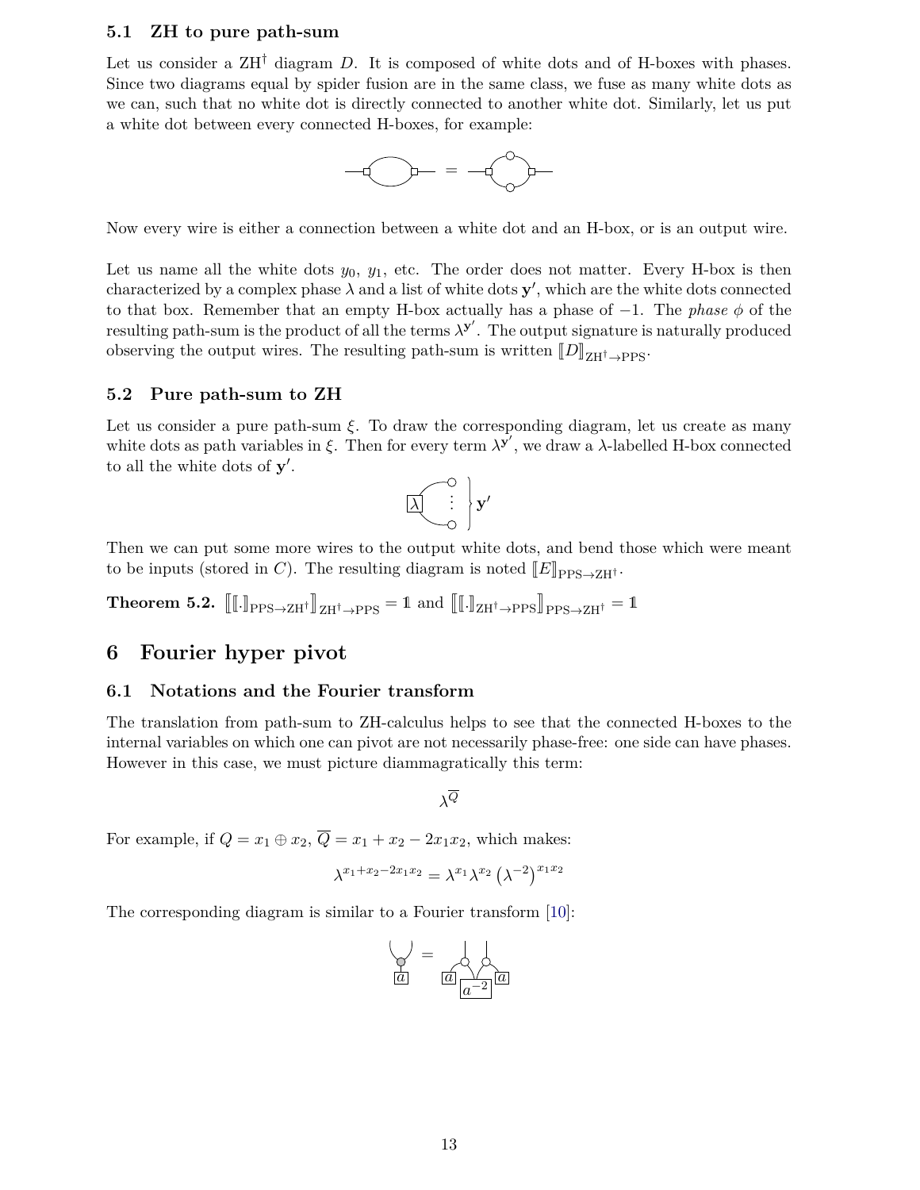### 5.1 ZH to pure path-sum

Let us consider a ZH$^\dagger$ diagram $D$. It is composed of white dots and of H-boxes with phases. Since two diagrams equal by spider fusion are in the same class, we fuse as many white dots as we can, such that no white dot is directly connected to another white dot. Similarly, let us put a white dot between every connected H-boxes, for example:

Now every wire is either a connection between a white dot and an H-box, or is an output wire.

Let us name all the white dots $y_0$, $y_1$, etc. The order does not matter. Every H-box is then characterized by a complex phase $\lambda$ and a list of white dots $\mathbf{y}'$, which are the white dots connected to that box. Remember that an empty H-box actually has a phase of $-1$. The *phase* $\phi$ of the resulting path-sum is the product of all the terms $\lambda^{\mathbf{y}'}$. The output signature is naturally produced observing the output wires. The resulting path-sum is written $[\![D]\!]_{\text{ZH}^\dagger\to\text{PPS}}$.

### 5.2 Pure path-sum to ZH

Let us consider a pure path-sum $\xi$. To draw the corresponding diagram, let us create as many white dots as path variables in $\xi$. Then for every term $\lambda^{\mathbf{y}'}$, we draw a $\lambda$-labelled H-box connected to all the white dots of $\mathbf{y}'$.

Then we can put some more wires to the output white dots, and bend those which were meant to be inputs (stored in $C$). The resulting diagram is noted $[\![E]\!]_{\text{PPS}\to\text{ZH}^\dagger}$.

**Theorem 5.2.** $\left[\!\left[[\![\cdot]\!]_{\text{PPS}\to\text{ZH}^\dagger}\right]\!\right]_{\text{ZH}^\dagger\to\text{PPS}} = \mathbb{1}$ and $\left[\!\left[[\![\cdot]\!]_{\text{ZH}^\dagger\to\text{PPS}}\right]\!\right]_{\text{PPS}\to\text{ZH}^\dagger} = \mathbb{1}$

## 6 Fourier hyper pivot

### 6.1 Notations and the Fourier transform

The translation from path-sum to ZH-calculus helps to see that the connected H-boxes to the internal variables on which one can pivot are not necessarily phase-free: one side can have phases. However in this case, we must picture diammagratically this term:

$$\lambda^{\overline{Q}}$$

For example, if $Q = x_1 \oplus x_2$, $\overline{Q} = x_1 + x_2 - 2x_1x_2$, which makes:

$$\lambda^{x_1+x_2-2x_1x_2} = \lambda^{x_1}\lambda^{x_2}\left(\lambda^{-2}\right)^{x_1x_2}$$

The corresponding diagram is similar to a Fourier transform [10]: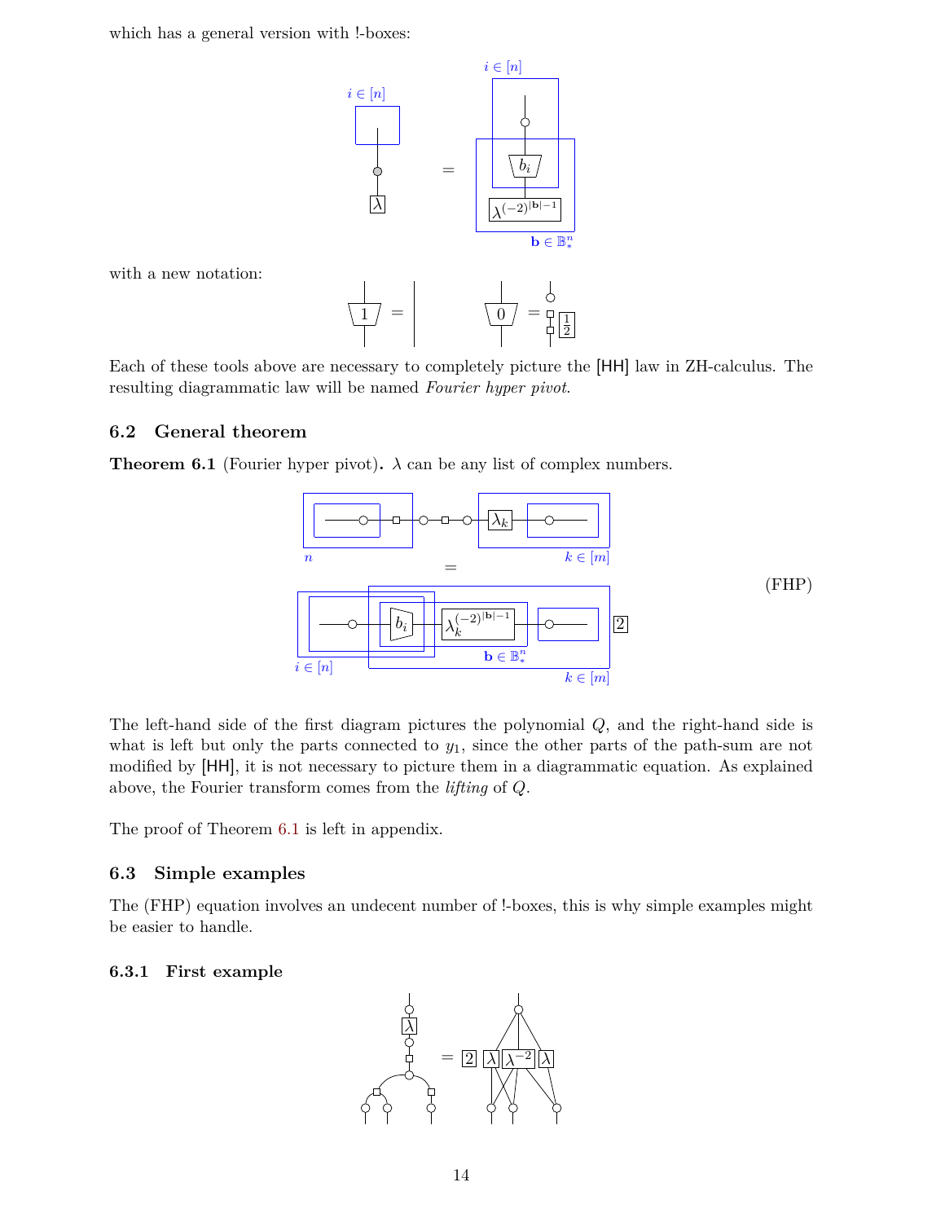which has a general version with !-boxes:

with a new notation:

Each of these tools above are necessary to completely picture the [HH] law in ZH-calculus. The resulting diagrammatic law will be named *Fourier hyper pivot*.

### 6.2 General theorem

**Theorem 6.1** (Fourier hyper pivot)**.** $\lambda$ can be any list of complex numbers.

(FHP)

The left-hand side of the first diagram pictures the polynomial $Q$, and the right-hand side is what is left but only the parts connected to $y_1$, since the other parts of the path-sum are not modified by [HH], it is not necessary to picture them in a diagrammatic equation. As explained above, the Fourier transform comes from the *lifting* of $Q$.

The proof of Theorem 6.1 is left in appendix.

### 6.3 Simple examples

The (FHP) equation involves an undecent number of !-boxes, this is why simple examples might be easier to handle.

#### 6.3.1 First example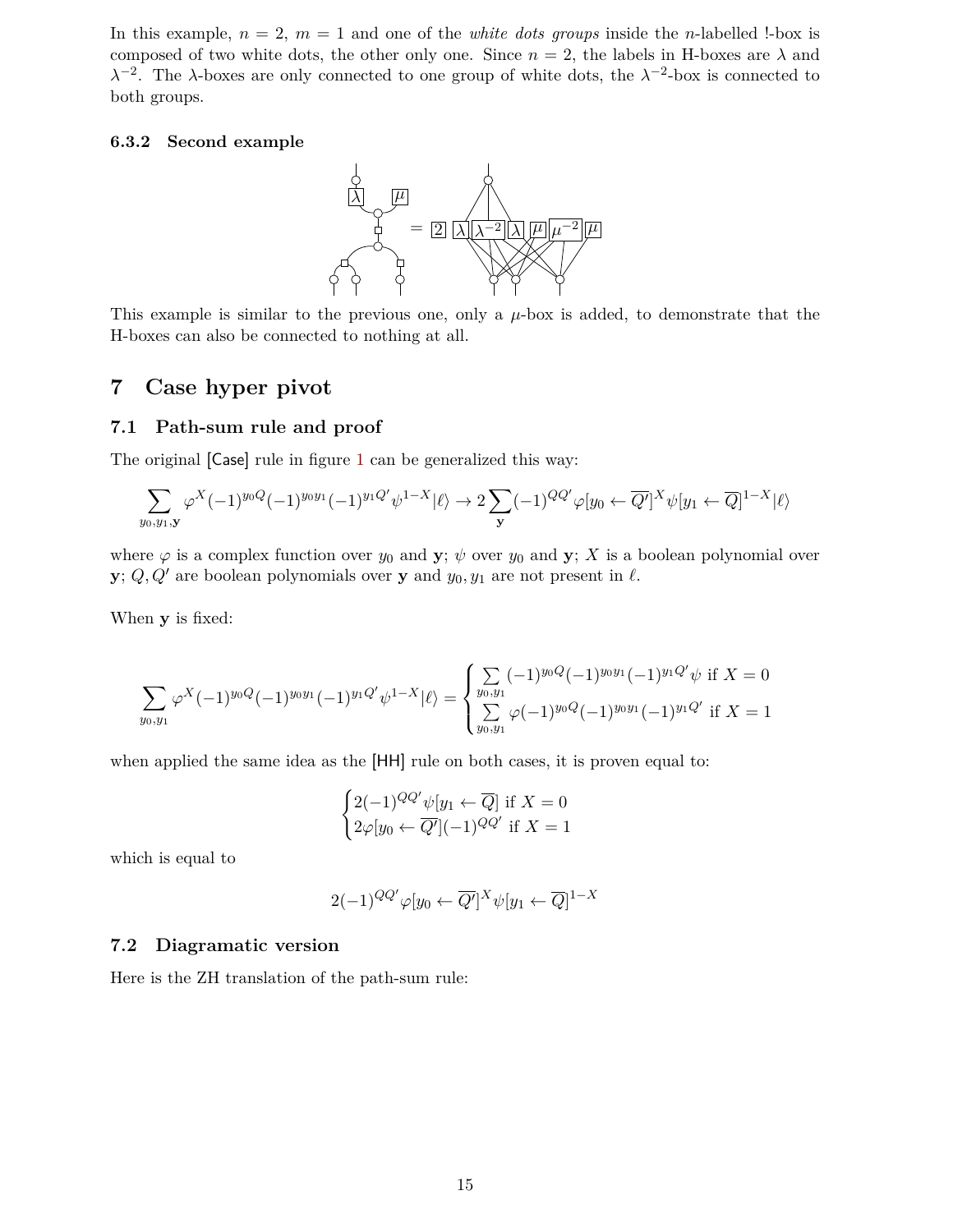In this example, $n = 2$, $m = 1$ and one of the *white dots groups* inside the $n$-labelled !-box is composed of two white dots, the other only one. Since $n = 2$, the labels in H-boxes are $\lambda$ and $\lambda^{-2}$. The $\lambda$-boxes are only connected to one group of white dots, the $\lambda^{-2}$-box is connected to both groups.

### 6.3.2 Second example

This example is similar to the previous one, only a $\mu$-box is added, to demonstrate that the H-boxes can also be connected to nothing at all.

# 7 Case hyper pivot

## 7.1 Path-sum rule and proof

The original [Case] rule in figure 1 can be generalized this way:

$$\sum_{y_0,y_1,\mathbf{y}} \varphi^X (-1)^{y_0 Q} (-1)^{y_0 y_1} (-1)^{y_1 Q'} \psi^{1-X} |\ell\rangle \to 2 \sum_{\mathbf{y}} (-1)^{QQ'} \varphi[y_0 \leftarrow \overline{Q'}]^X \psi[y_1 \leftarrow \overline{Q}]^{1-X} |\ell\rangle$$

where $\varphi$ is a complex function over $y_0$ and $\mathbf{y}$; $\psi$ over $y_0$ and $\mathbf{y}$; $X$ is a boolean polynomial over $\mathbf{y}$; $Q, Q'$ are boolean polynomials over $\mathbf{y}$ and $y_0, y_1$ are not present in $\ell$.

When $\mathbf{y}$ is fixed:

$$\sum_{y_0,y_1} \varphi^X (-1)^{y_0 Q} (-1)^{y_0 y_1} (-1)^{y_1 Q'} \psi^{1-X} |\ell\rangle = \begin{cases} \sum\limits_{y_0,y_1} (-1)^{y_0 Q} (-1)^{y_0 y_1} (-1)^{y_1 Q'} \psi \text{ if } X = 0 \\ \sum\limits_{y_0,y_1} \varphi (-1)^{y_0 Q} (-1)^{y_0 y_1} (-1)^{y_1 Q'} \text{ if } X = 1 \end{cases}$$

when applied the same idea as the [HH] rule on both cases, it is proven equal to:

$$\begin{cases} 2(-1)^{QQ'} \psi[y_1 \leftarrow \overline{Q}] \text{ if } X = 0 \\ 2\varphi[y_0 \leftarrow \overline{Q'}](-1)^{QQ'} \text{ if } X = 1 \end{cases}$$

which is equal to

$$2(-1)^{QQ'} \varphi[y_0 \leftarrow \overline{Q'}]^X \psi[y_1 \leftarrow \overline{Q}]^{1-X}$$

## 7.2 Diagramatic version

Here is the ZH translation of the path-sum rule: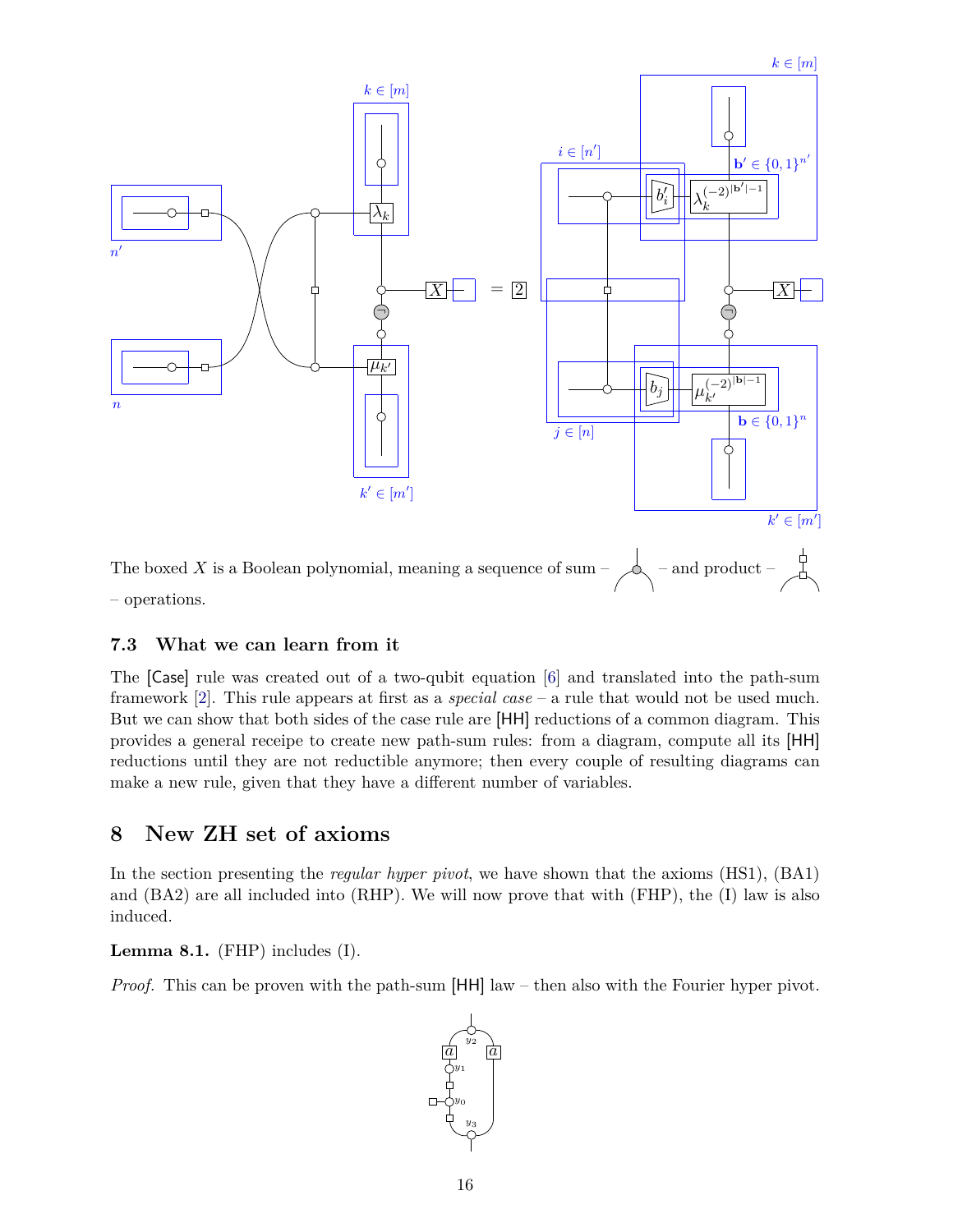The boxed $X$ is a Boolean polynomial, meaning a sequence of sum – and product – operations.

### 7.3 What we can learn from it

The [Case] rule was created out of a two-qubit equation [6] and translated into the path-sum framework [2]. This rule appears at first as a *special case* – a rule that would not be used much. But we can show that both sides of the case rule are [HH] reductions of a common diagram. This provides a general receipe to create new path-sum rules: from a diagram, compute all its [HH] reductions until they are not reductible anymore; then every couple of resulting diagrams can make a new rule, given that they have a different number of variables.

## 8 New ZH set of axioms

In the section presenting the *regular hyper pivot*, we have shown that the axioms (HS1), (BA1) and (BA2) are all included into (RHP). We will now prove that with (FHP), the (I) law is also induced.

**Lemma 8.1.** (FHP) includes (I).

*Proof.* This can be proven with the path-sum [HH] law – then also with the Fourier hyper pivot.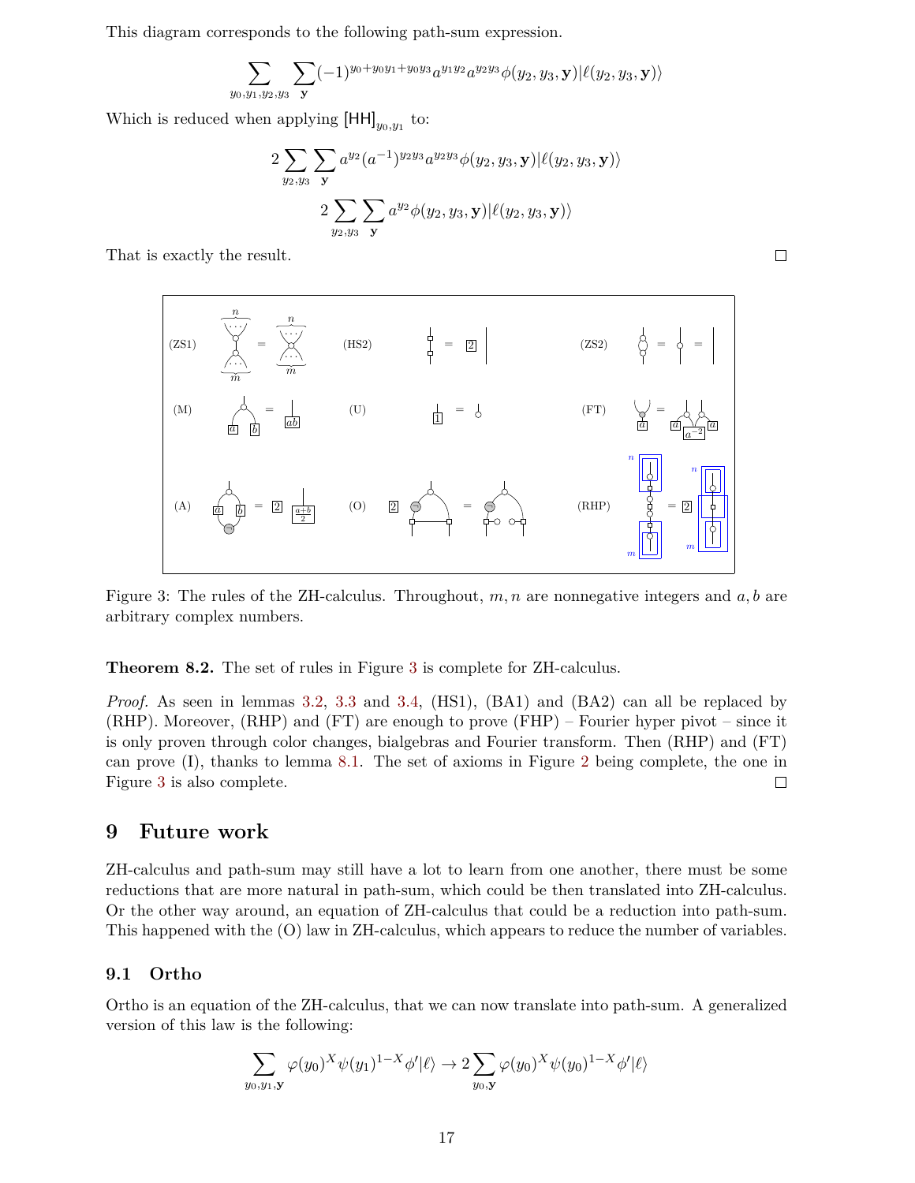This diagram corresponds to the following path-sum expression.

$$\sum_{y_0,y_1,y_2,y_3}\sum_{\mathbf{y}}(-1)^{y_0+y_0y_1+y_0y_3}a^{y_1y_2}a^{y_2y_3}\phi(y_2,y_3,\mathbf{y})|\ell(y_2,y_3,\mathbf{y})\rangle$$

Which is reduced when applying $[\mathsf{HH}]_{y_0,y_1}$ to:

$$2\sum_{y_2,y_3}\sum_{\mathbf{y}}a^{y_2}(a^{-1})^{y_2y_3}a^{y_2y_3}\phi(y_2,y_3,\mathbf{y})|\ell(y_2,y_3,\mathbf{y})\rangle$$

$$2\sum_{y_2,y_3}\sum_{\mathbf{y}}a^{y_2}\phi(y_2,y_3,\mathbf{y})|\ell(y_2,y_3,\mathbf{y})\rangle$$

That is exactly the result. □

Figure 3: The rules of the ZH-calculus. Throughout, $m, n$ are nonnegative integers and $a, b$ are arbitrary complex numbers.

**Theorem 8.2.** The set of rules in Figure 3 is complete for ZH-calculus.

*Proof.* As seen in lemmas 3.2, 3.3 and 3.4, (HS1), (BA1) and (BA2) can all be replaced by (RHP). Moreover, (RHP) and (FT) are enough to prove (FHP) – Fourier hyper pivot – since it is only proven through color changes, bialgebras and Fourier transform. Then (RHP) and (FT) can prove (I), thanks to lemma 8.1. The set of axioms in Figure 2 being complete, the one in Figure 3 is also complete. □

# 9 Future work

ZH-calculus and path-sum may still have a lot to learn from one another, there must be some reductions that are more natural in path-sum, which could be then translated into ZH-calculus. Or the other way around, an equation of ZH-calculus that could be a reduction into path-sum. This happened with the (O) law in ZH-calculus, which appears to reduce the number of variables.

## 9.1 Ortho

Ortho is an equation of the ZH-calculus, that we can now translate into path-sum. A generalized version of this law is the following:

$$\sum_{y_0,y_1,\mathbf{y}}\varphi(y_0)^X\psi(y_1)^{1-X}\phi'|\ell\rangle \to 2\sum_{y_0,\mathbf{y}}\varphi(y_0)^X\psi(y_0)^{1-X}\phi'|\ell\rangle$$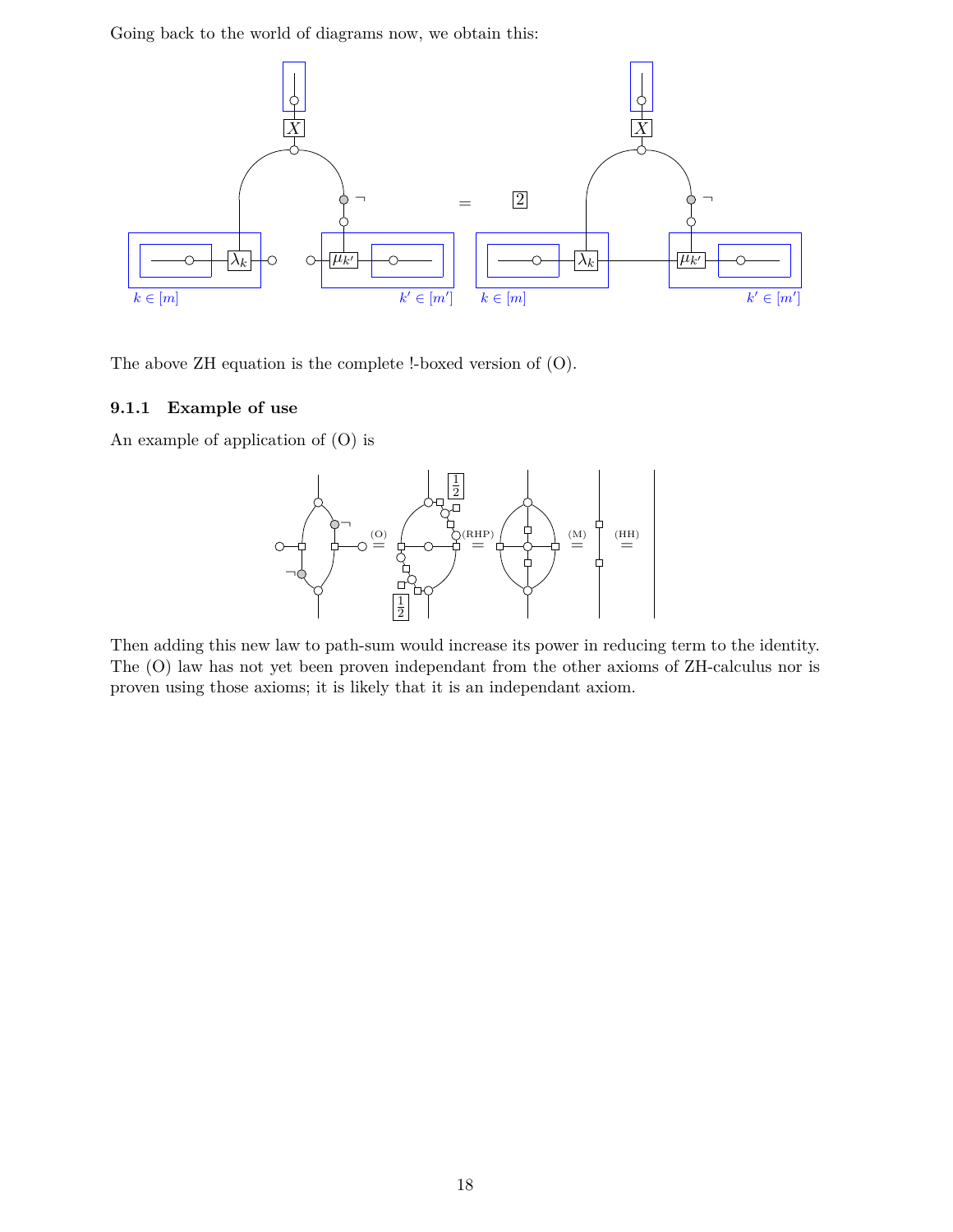Going back to the world of diagrams now, we obtain this:

The above ZH equation is the complete !-boxed version of (O).

### 9.1.1 Example of use

An example of application of (O) is

Then adding this new law to path-sum would increase its power in reducing term to the identity. The (O) law has not yet been proven independant from the other axioms of ZH-calculus nor is proven using those axioms; it is likely that it is an independant axiom.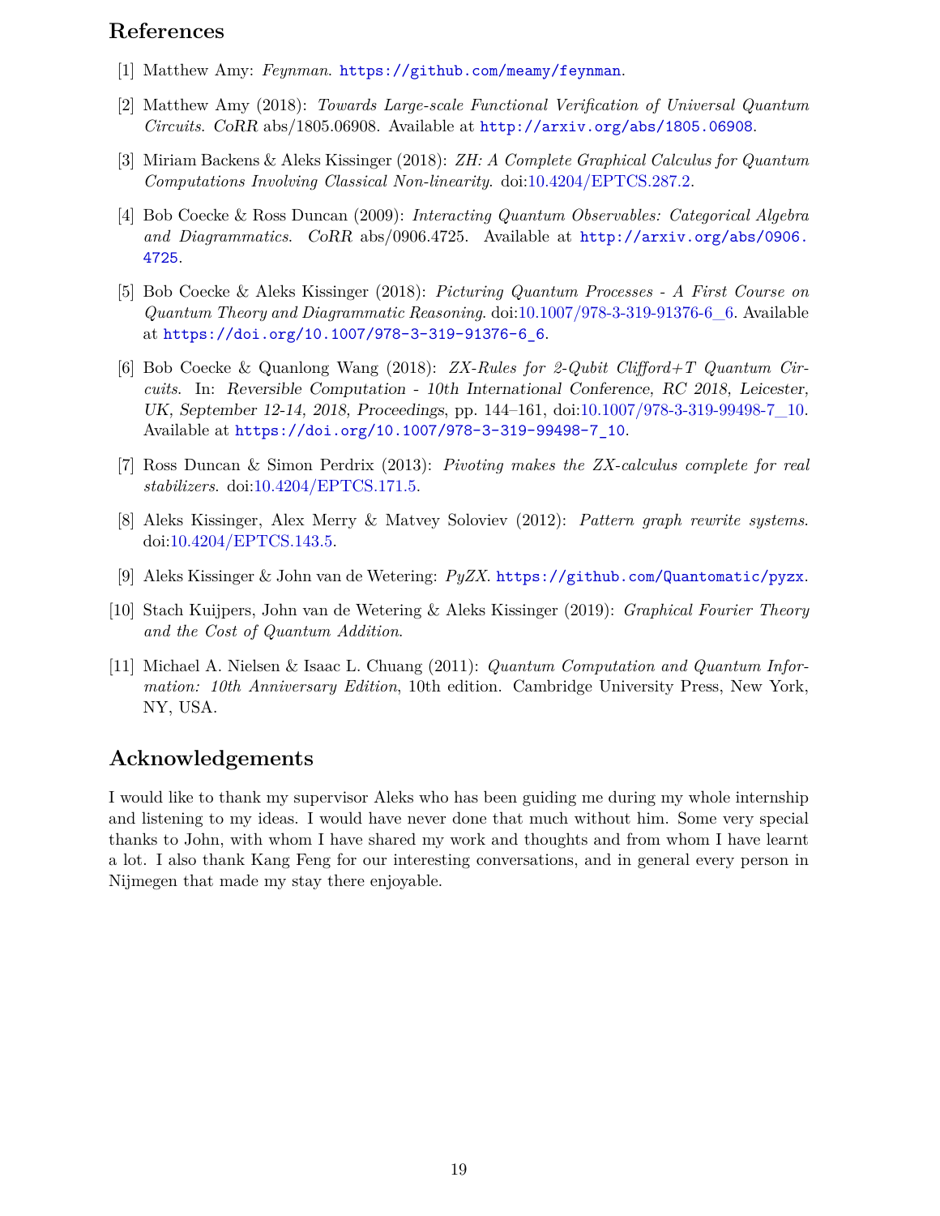## References

[1] Matthew Amy: *Feynman*. https://github.com/meamy/feynman.

[2] Matthew Amy (2018): *Towards Large-scale Functional Verification of Universal Quantum Circuits*. *CoRR* abs/1805.06908. Available at http://arxiv.org/abs/1805.06908.

[3] Miriam Backens & Aleks Kissinger (2018): *ZH: A Complete Graphical Calculus for Quantum Computations Involving Classical Non-linearity*. doi:10.4204/EPTCS.287.2.

[4] Bob Coecke & Ross Duncan (2009): *Interacting Quantum Observables: Categorical Algebra and Diagrammatics*. *CoRR* abs/0906.4725. Available at http://arxiv.org/abs/0906.4725.

[5] Bob Coecke & Aleks Kissinger (2018): *Picturing Quantum Processes - A First Course on Quantum Theory and Diagrammatic Reasoning*. doi:10.1007/978-3-319-91376-6_6. Available at https://doi.org/10.1007/978-3-319-91376-6_6.

[6] Bob Coecke & Quanlong Wang (2018): *ZX-Rules for 2-Qubit Clifford+T Quantum Circuits*. In: *Reversible Computation - 10th International Conference, RC 2018, Leicester, UK, September 12-14, 2018, Proceedings*, pp. 144–161, doi:10.1007/978-3-319-99498-7_10. Available at https://doi.org/10.1007/978-3-319-99498-7_10.

[7] Ross Duncan & Simon Perdrix (2013): *Pivoting makes the ZX-calculus complete for real stabilizers*. doi:10.4204/EPTCS.171.5.

[8] Aleks Kissinger, Alex Merry & Matvey Soloviev (2012): *Pattern graph rewrite systems*. doi:10.4204/EPTCS.143.5.

[9] Aleks Kissinger & John van de Wetering: *PyZX*. https://github.com/Quantomatic/pyzx.

[10] Stach Kuijpers, John van de Wetering & Aleks Kissinger (2019): *Graphical Fourier Theory and the Cost of Quantum Addition*.

[11] Michael A. Nielsen & Isaac L. Chuang (2011): *Quantum Computation and Quantum Information: 10th Anniversary Edition*, 10th edition. Cambridge University Press, New York, NY, USA.

## Acknowledgements

I would like to thank my supervisor Aleks who has been guiding me during my whole internship and listening to my ideas. I would have never done that much without him. Some very special thanks to John, with whom I have shared my work and thoughts and from whom I have learnt a lot. I also thank Kang Feng for our interesting conversations, and in general every person in Nijmegen that made my stay there enjoyable.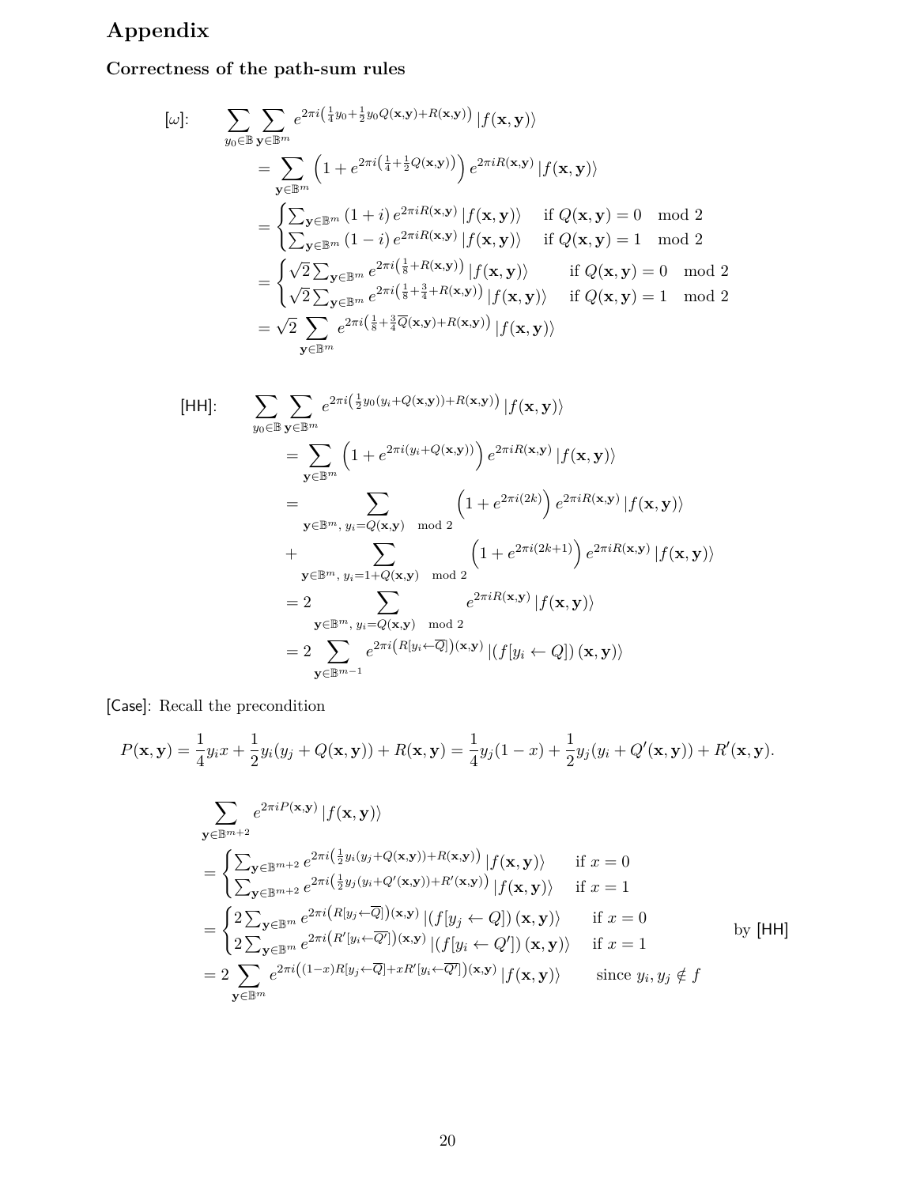# Appendix

## Correctness of the path-sum rules

$$
\begin{aligned}
[\omega]: \quad & \sum_{y_0 \in \mathbb{B}} \sum_{\mathbf{y} \in \mathbb{B}^m} e^{2\pi i \left(\frac{1}{4} y_0 + \frac{1}{2} y_0 Q(\mathbf{x},\mathbf{y}) + R(\mathbf{x},\mathbf{y})\right)} \left| f(\mathbf{x},\mathbf{y}) \right\rangle \\
&= \sum_{\mathbf{y} \in \mathbb{B}^m} \left(1 + e^{2\pi i \left(\frac{1}{4} + \frac{1}{2} Q(\mathbf{x},\mathbf{y})\right)}\right) e^{2\pi i R(\mathbf{x},\mathbf{y})} \left| f(\mathbf{x},\mathbf{y}) \right\rangle \\
&= \begin{cases} \sum_{\mathbf{y} \in \mathbb{B}^m} (1+i)\, e^{2\pi i R(\mathbf{x},\mathbf{y})} \left| f(\mathbf{x},\mathbf{y}) \right\rangle & \text{if } Q(\mathbf{x},\mathbf{y}) = 0 \mod 2 \\ \sum_{\mathbf{y} \in \mathbb{B}^m} (1-i)\, e^{2\pi i R(\mathbf{x},\mathbf{y})} \left| f(\mathbf{x},\mathbf{y}) \right\rangle & \text{if } Q(\mathbf{x},\mathbf{y}) = 1 \mod 2 \end{cases} \\
&= \begin{cases} \sqrt{2} \sum_{\mathbf{y} \in \mathbb{B}^m} e^{2\pi i \left(\frac{1}{8} + R(\mathbf{x},\mathbf{y})\right)} \left| f(\mathbf{x},\mathbf{y}) \right\rangle & \text{if } Q(\mathbf{x},\mathbf{y}) = 0 \mod 2 \\ \sqrt{2} \sum_{\mathbf{y} \in \mathbb{B}^m} e^{2\pi i \left(\frac{1}{8} + \frac{3}{4} + R(\mathbf{x},\mathbf{y})\right)} \left| f(\mathbf{x},\mathbf{y}) \right\rangle & \text{if } Q(\mathbf{x},\mathbf{y}) = 1 \mod 2 \end{cases} \\
&= \sqrt{2} \sum_{\mathbf{y} \in \mathbb{B}^m} e^{2\pi i \left(\frac{1}{8} + \frac{3}{4} \overline{Q}(\mathbf{x},\mathbf{y}) + R(\mathbf{x},\mathbf{y})\right)} \left| f(\mathbf{x},\mathbf{y}) \right\rangle
\end{aligned}
$$

$$
\begin{aligned}
[\mathsf{HH}]: \quad & \sum_{y_0 \in \mathbb{B}} \sum_{\mathbf{y} \in \mathbb{B}^m} e^{2\pi i \left(\frac{1}{2} y_0 (y_i + Q(\mathbf{x},\mathbf{y})) + R(\mathbf{x},\mathbf{y})\right)} \left| f(\mathbf{x},\mathbf{y}) \right\rangle \\
&= \sum_{\mathbf{y} \in \mathbb{B}^m} \left(1 + e^{2\pi i (y_i + Q(\mathbf{x},\mathbf{y}))}\right) e^{2\pi i R(\mathbf{x},\mathbf{y})} \left| f(\mathbf{x},\mathbf{y}) \right\rangle \\
&= \sum_{\mathbf{y} \in \mathbb{B}^m,\; y_i = Q(\mathbf{x},\mathbf{y}) \mod 2} \left(1 + e^{2\pi i (2k)}\right) e^{2\pi i R(\mathbf{x},\mathbf{y})} \left| f(\mathbf{x},\mathbf{y}) \right\rangle \\
&\quad + \sum_{\mathbf{y} \in \mathbb{B}^m,\; y_i = 1 + Q(\mathbf{x},\mathbf{y}) \mod 2} \left(1 + e^{2\pi i (2k+1)}\right) e^{2\pi i R(\mathbf{x},\mathbf{y})} \left| f(\mathbf{x},\mathbf{y}) \right\rangle \\
&= 2 \sum_{\mathbf{y} \in \mathbb{B}^m,\; y_i = Q(\mathbf{x},\mathbf{y}) \mod 2} e^{2\pi i R(\mathbf{x},\mathbf{y})} \left| f(\mathbf{x},\mathbf{y}) \right\rangle \\
&= 2 \sum_{\mathbf{y} \in \mathbb{B}^{m-1}} e^{2\pi i \left(R[y_i \leftarrow \overline{Q}]\right)(\mathbf{x},\mathbf{y})} \left| (f[y_i \leftarrow Q])\,(\mathbf{x},\mathbf{y}) \right\rangle
\end{aligned}
$$

[Case]: Recall the precondition

$$
P(\mathbf{x},\mathbf{y}) = \frac{1}{4} y_i x + \frac{1}{2} y_i (y_j + Q(\mathbf{x},\mathbf{y})) + R(\mathbf{x},\mathbf{y}) = \frac{1}{4} y_j (1-x) + \frac{1}{2} y_j (y_i + Q'(\mathbf{x},\mathbf{y})) + R'(\mathbf{x},\mathbf{y}).
$$

$$
\begin{aligned}
& \sum_{\mathbf{y} \in \mathbb{B}^{m+2}} e^{2\pi i P(\mathbf{x},\mathbf{y})} \left| f(\mathbf{x},\mathbf{y}) \right\rangle \\
&= \begin{cases} \sum_{\mathbf{y} \in \mathbb{B}^{m+2}} e^{2\pi i \left(\frac{1}{2} y_i (y_j + Q(\mathbf{x},\mathbf{y})) + R(\mathbf{x},\mathbf{y})\right)} \left| f(\mathbf{x},\mathbf{y}) \right\rangle & \text{if } x = 0 \\ \sum_{\mathbf{y} \in \mathbb{B}^{m+2}} e^{2\pi i \left(\frac{1}{2} y_j (y_i + Q'(\mathbf{x},\mathbf{y})) + R'(\mathbf{x},\mathbf{y})\right)} \left| f(\mathbf{x},\mathbf{y}) \right\rangle & \text{if } x = 1 \end{cases} \\
&= \begin{cases} 2 \sum_{\mathbf{y} \in \mathbb{B}^{m}} e^{2\pi i \left(R[y_j \leftarrow \overline{Q}]\right)(\mathbf{x},\mathbf{y})} \left| (f[y_j \leftarrow Q])\,(\mathbf{x},\mathbf{y}) \right\rangle & \text{if } x = 0 \\ 2 \sum_{\mathbf{y} \in \mathbb{B}^{m}} e^{2\pi i \left(R'[y_i \leftarrow \overline{Q'}]\right)(\mathbf{x},\mathbf{y})} \left| (f[y_i \leftarrow Q'])\,(\mathbf{x},\mathbf{y}) \right\rangle & \text{if } x = 1 \end{cases} \qquad \text{by } [\mathsf{HH}] \\
&= 2 \sum_{\mathbf{y} \in \mathbb{B}^{m}} e^{2\pi i \left((1-x) R[y_j \leftarrow \overline{Q}] + x R'[y_i \leftarrow \overline{Q'}]\right)(\mathbf{x},\mathbf{y})} \left| f(\mathbf{x},\mathbf{y}) \right\rangle \qquad \text{since } y_i, y_j \notin f
\end{aligned}
$$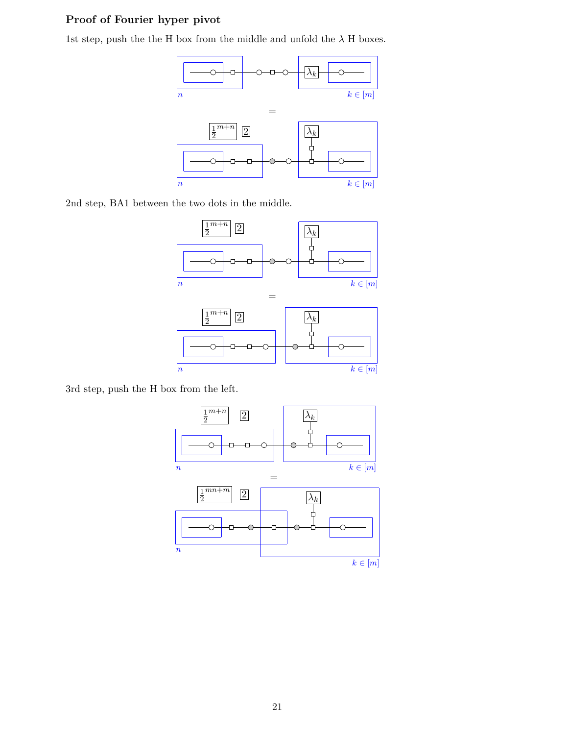**Proof of Fourier hyper pivot**

1st step, push the the H box from the middle and unfold the $\lambda$ H boxes.

$n$ $\quad$ $\lambda_k$ $\quad$ $k \in [m]$

$=$

$\frac{1}{2}^{m+n}$ $\quad$ $2$ $\quad$ $\lambda_k$

$n$ $\quad$ $k \in [m]$

2nd step, BA1 between the two dots in the middle.

$\frac{1}{2}^{m+n}$ $\quad$ $2$ $\quad$ $\lambda_k$

$n$ $\quad$ $k \in [m]$

$=$

$\frac{1}{2}^{m+n}$ $\quad$ $2$ $\quad$ $\lambda_k$

$n$ $\quad$ $k \in [m]$

3rd step, push the H box from the left.

$\frac{1}{2}^{m+n}$ $\quad$ $2$ $\quad$ $\lambda_k$

$n$ $\quad$ $k \in [m]$

$=$

$\frac{1}{2}^{mn+m}$ $\quad$ $2$ $\quad$ $\lambda_k$

$n$ $\quad$ $k \in [m]$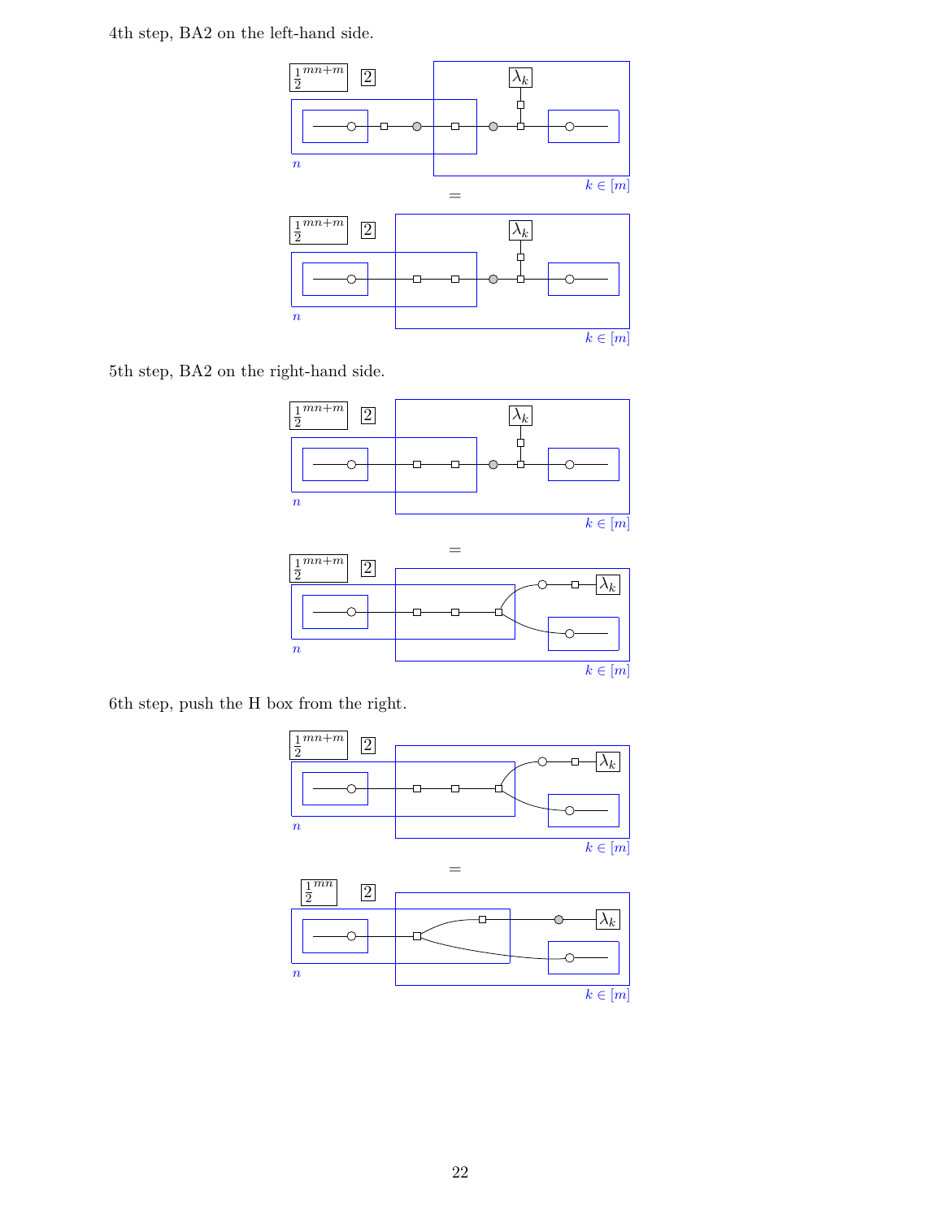4th step, BA2 on the left-hand side.

$\frac{1}{2}^{mn+m}$ $2$ $\lambda_k$ $n$ $k \in [m]$

=

$\frac{1}{2}^{mn+m}$ $2$ $\lambda_k$ $n$ $k \in [m]$

5th step, BA2 on the right-hand side.

$\frac{1}{2}^{mn+m}$ $2$ $\lambda_k$ $n$ $k \in [m]$

=

$\frac{1}{2}^{mn+m}$ $2$ $\lambda_k$ $n$ $k \in [m]$

6th step, push the H box from the right.

$\frac{1}{2}^{mn+m}$ $2$ $\lambda_k$ $n$ $k \in [m]$

=

$\frac{1}{2}^{mn}$ $2$ $\lambda_k$ $n$ $k \in [m]$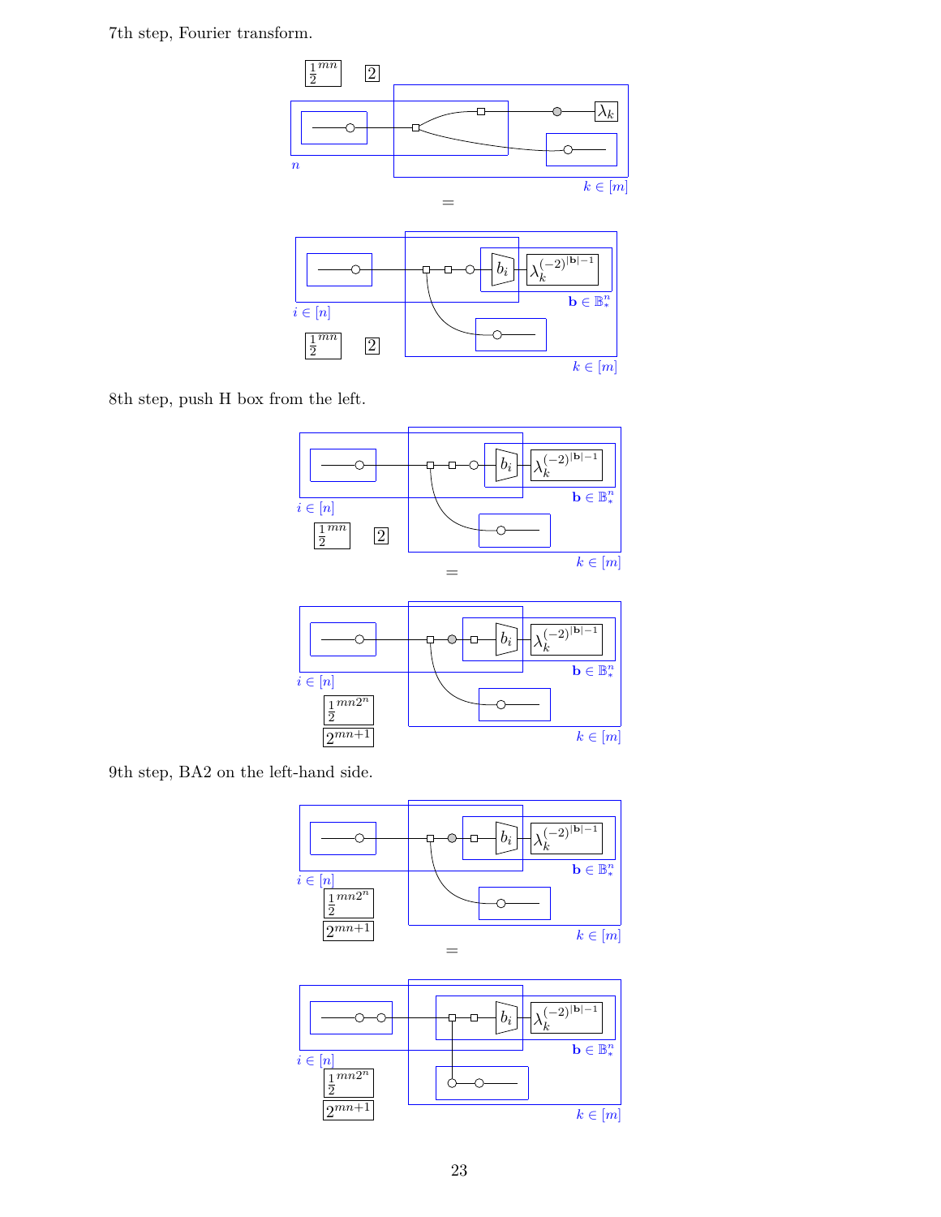7th step, Fourier transform.

$\frac{1}{2}^{mn}$ $2$

$n$ $k \in [m]$

$=$

$i \in [n]$ $\mathbf{b} \in \mathbb{B}_*^n$ $b_i$ $\lambda_k^{(-2)^{|\mathbf{b}|-1}}$

$\frac{1}{2}^{mn}$ $2$ $k \in [m]$

8th step, push H box from the left.

$i \in [n]$ $\mathbf{b} \in \mathbb{B}_*^n$ $b_i$ $\lambda_k^{(-2)^{|\mathbf{b}|-1}}$

$\frac{1}{2}^{mn}$ $2$ $k \in [m]$

$=$

$i \in [n]$ $\mathbf{b} \in \mathbb{B}_*^n$ $b_i$ $\lambda_k^{(-2)^{|\mathbf{b}|-1}}$

$\frac{1}{2}^{mn2^n}$ $2^{mn+1}$ $k \in [m]$

9th step, BA2 on the left-hand side.

$i \in [n]$ $\mathbf{b} \in \mathbb{B}_*^n$ $b_i$ $\lambda_k^{(-2)^{|\mathbf{b}|-1}}$

$\frac{1}{2}^{mn2^n}$ $2^{mn+1}$ $k \in [m]$

$=$

$i \in [n]$ $\mathbf{b} \in \mathbb{B}_*^n$ $b_i$ $\lambda_k^{(-2)^{|\mathbf{b}|-1}}$

$\frac{1}{2}^{mn2^n}$ $2^{mn+1}$ $k \in [m]$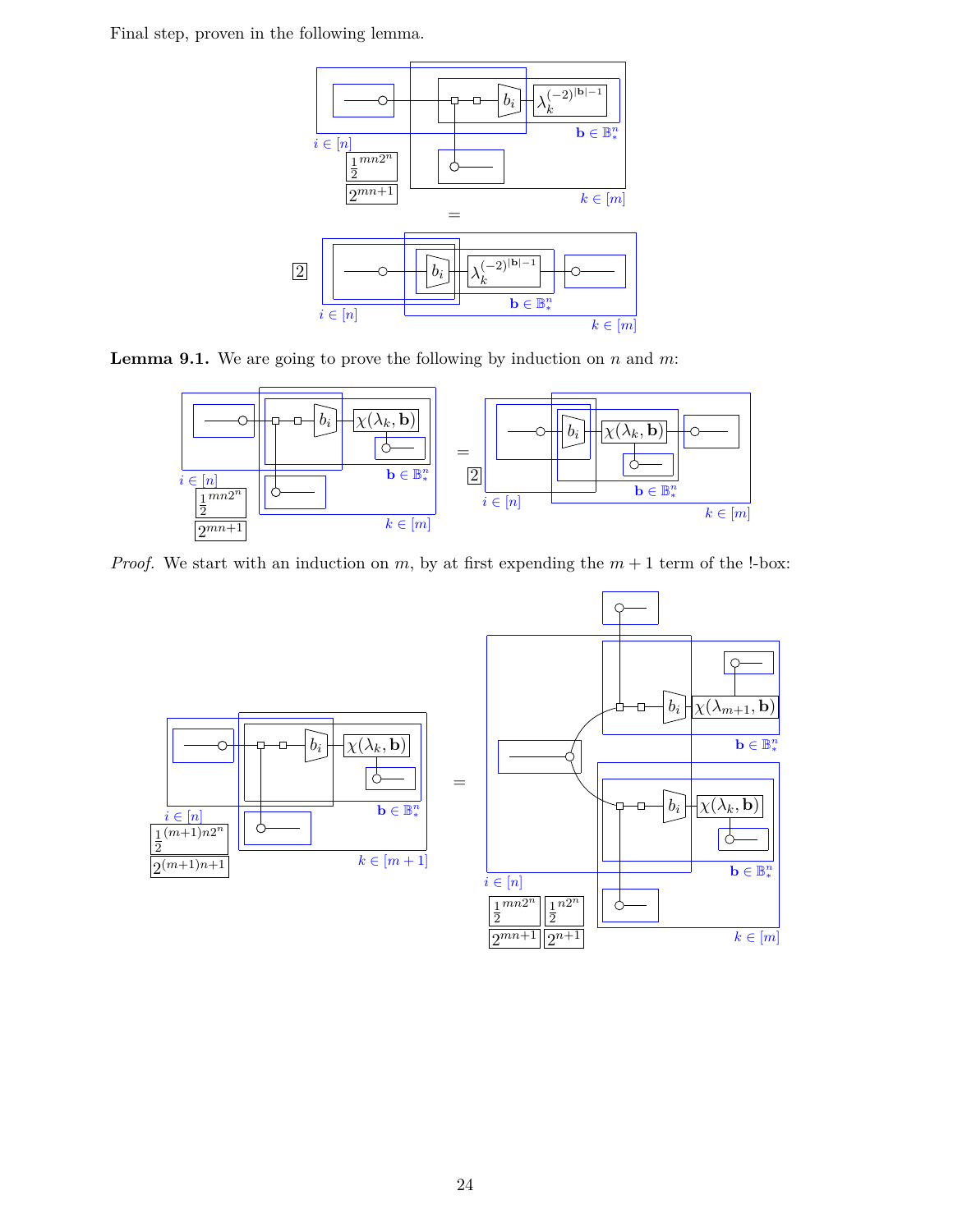Final step, proven in the following lemma.

**Lemma 9.1.** We are going to prove the following by induction on $n$ and $m$:

*Proof.* We start with an induction on $m$, by at first expending the $m+1$ term of the !-box: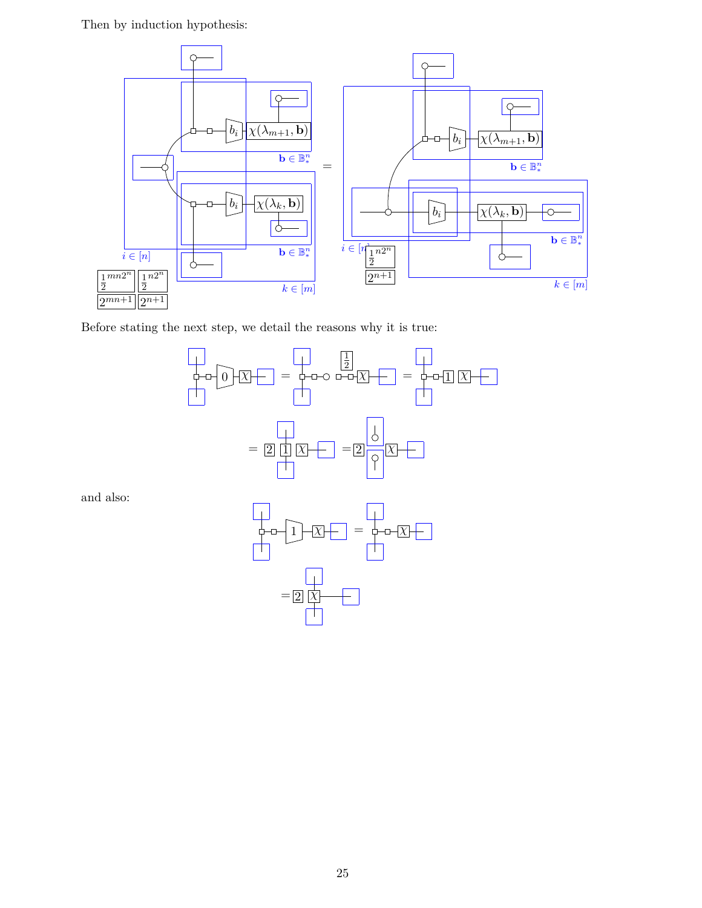Then by induction hypothesis:

$$\frac{1}{2}^{mn2^n} \quad \frac{1}{2}^{n2^n} \quad 2^{mn+1} \quad 2^{n+1} \quad \chi(\lambda_{m+1}, \mathbf{b}) \quad \chi(\lambda_k, \mathbf{b}) \quad b_i \quad \mathbf{b} \in \mathbb{B}^n_* \quad i \in [n] \quad k \in [m]$$

$$= \quad \frac{1}{2}^{n2^n} \quad 2^{n+1} \quad \chi(\lambda_{m+1}, \mathbf{b}) \quad \chi(\lambda_k, \mathbf{b}) \quad b_i \quad \mathbf{b} \in \mathbb{B}^n_* \quad i \in [n] \quad k \in [m]$$

Before stating the next step, we detail the reasons why it is true:

$$0 \;\; \chi \;=\; \frac{1}{2} \;\; \chi \;=\; 1 \;\; \chi$$

$$= 2 \;\; 1 \;\; \chi \;=\; 2 \;\; \chi$$

and also:

$$1 \;\; \chi \;=\; \chi$$

$$= 2 \;\; \chi$$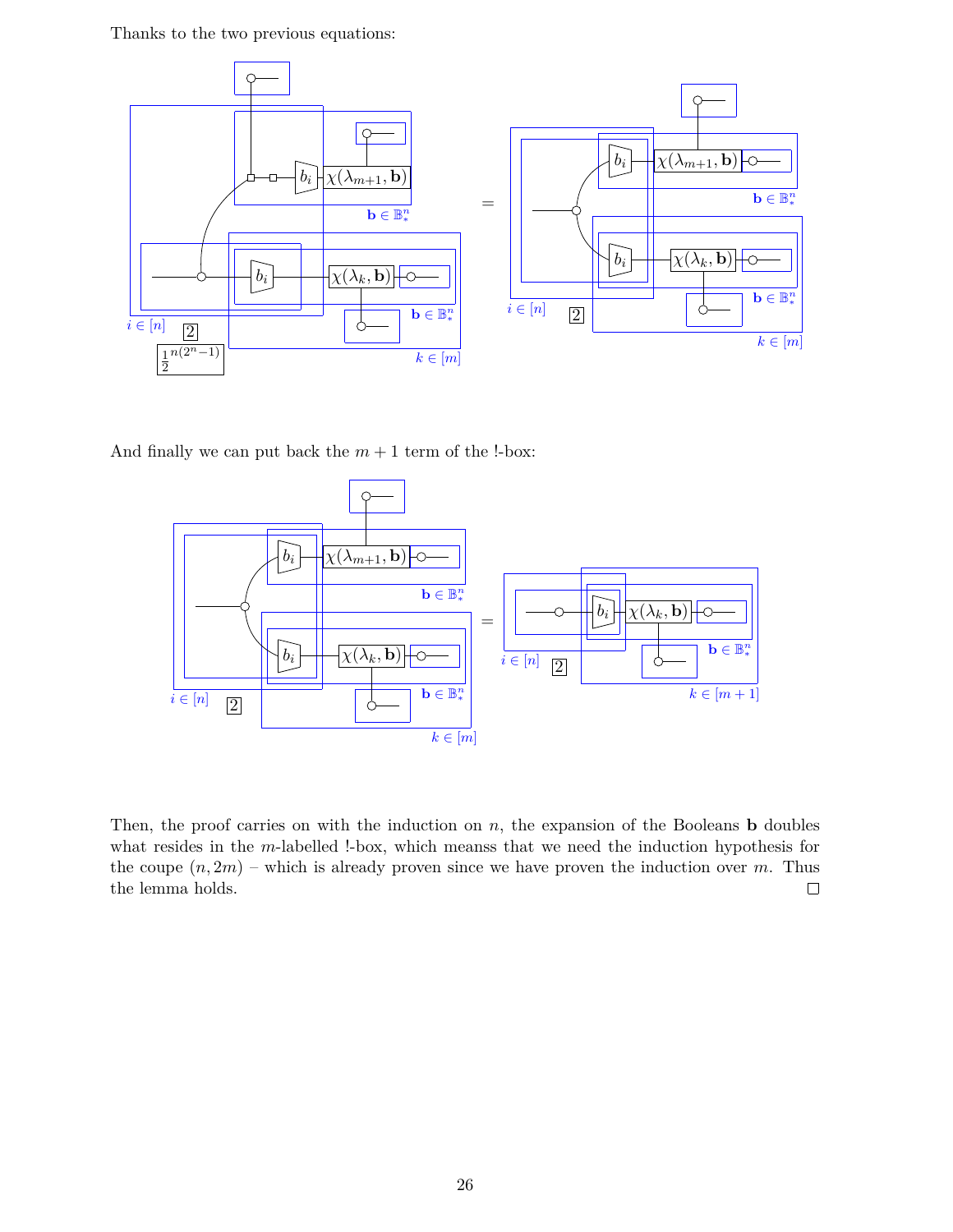Thanks to the two previous equations:

$i \in [n]$ $\boxed{2}$ $\boxed{\tfrac{1}{2}^{n(2^n-1)}}$ $\mathbf{b} \in \mathbb{B}_*^n$ $\mathbf{b} \in \mathbb{B}_*^n$ $k \in [m]$ $=$ $i \in [n]$ $\boxed{2}$ $\mathbf{b} \in \mathbb{B}_*^n$ $\mathbf{b} \in \mathbb{B}_*^n$ $k \in [m]$

And finally we can put back the $m + 1$ term of the !-box:

$i \in [n]$ $\boxed{2}$ $\mathbf{b} \in \mathbb{B}_*^n$ $\mathbf{b} \in \mathbb{B}_*^n$ $k \in [m]$ $=$ $i \in [n]$ $\boxed{2}$ $\mathbf{b} \in \mathbb{B}_*^n$ $k \in [m+1]$

Then, the proof carries on with the induction on $n$, the expansion of the Booleans $\mathbf{b}$ doubles what resides in the $m$-labelled !-box, which meanss that we need the induction hypothesis for the coupe $(n, 2m)$ – which is already proven since we have proven the induction over $m$. Thus the lemma holds. □